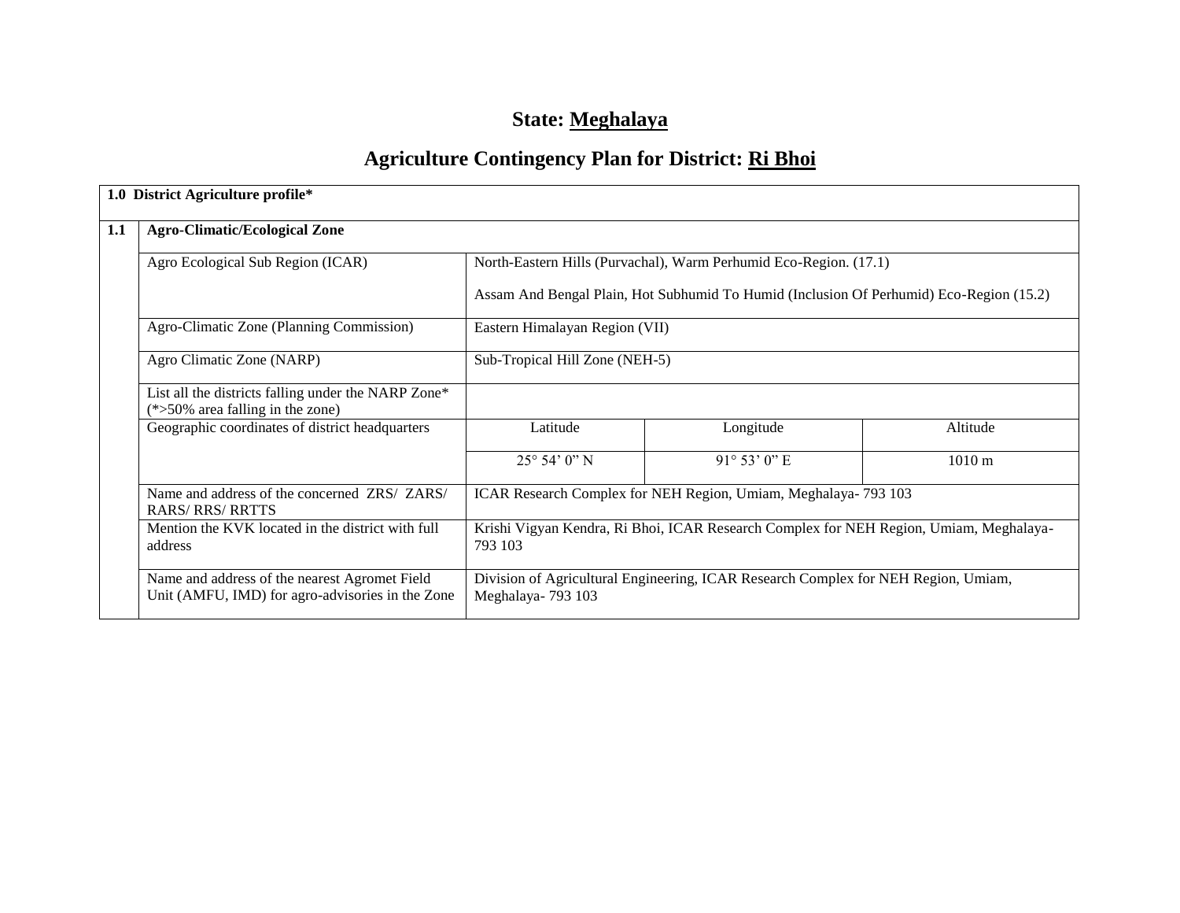# State: Meghalaya

# Agriculture Contingency Plan for District: Ri Bhoi

| **1.0 District Agriculture profile*** | | | | |
|---|---|---|---|---|
| **1.1** | **Agro-Climatic/Ecological Zone** | | | |
| | Agro Ecological Sub Region (ICAR) | North-Eastern Hills (Purvachal), Warm Perhumid Eco-Region. (17.1)<br><br>Assam And Bengal Plain, Hot Subhumid To Humid (Inclusion Of Perhumid) Eco-Region (15.2) | | |
| | Agro-Climatic Zone (Planning Commission) | Eastern Himalayan Region (VII) | | |
| | Agro Climatic Zone (NARP) | Sub-Tropical Hill Zone (NEH-5) | | |
| | List all the districts falling under the NARP Zone* (*>50% area falling in the zone) | | | |
| | Geographic coordinates of district headquarters | Latitude | Longitude | Altitude |
| | | 25° 54' 0" N | 91° 53' 0" E | 1010 m |
| | Name and address of the concerned ZRS/ ZARS/ RARS/ RRS/ RRTTS | ICAR Research Complex for NEH Region, Umiam, Meghalaya- 793 103 | | |
| | Mention the KVK located in the district with full address | Krishi Vigyan Kendra, Ri Bhoi, ICAR Research Complex for NEH Region, Umiam, Meghalaya- 793 103 | | |
| | Name and address of the nearest Agromet Field Unit (AMFU, IMD) for agro-advisories in the Zone | Division of Agricultural Engineering, ICAR Research Complex for NEH Region, Umiam, Meghalaya- 793 103 | | |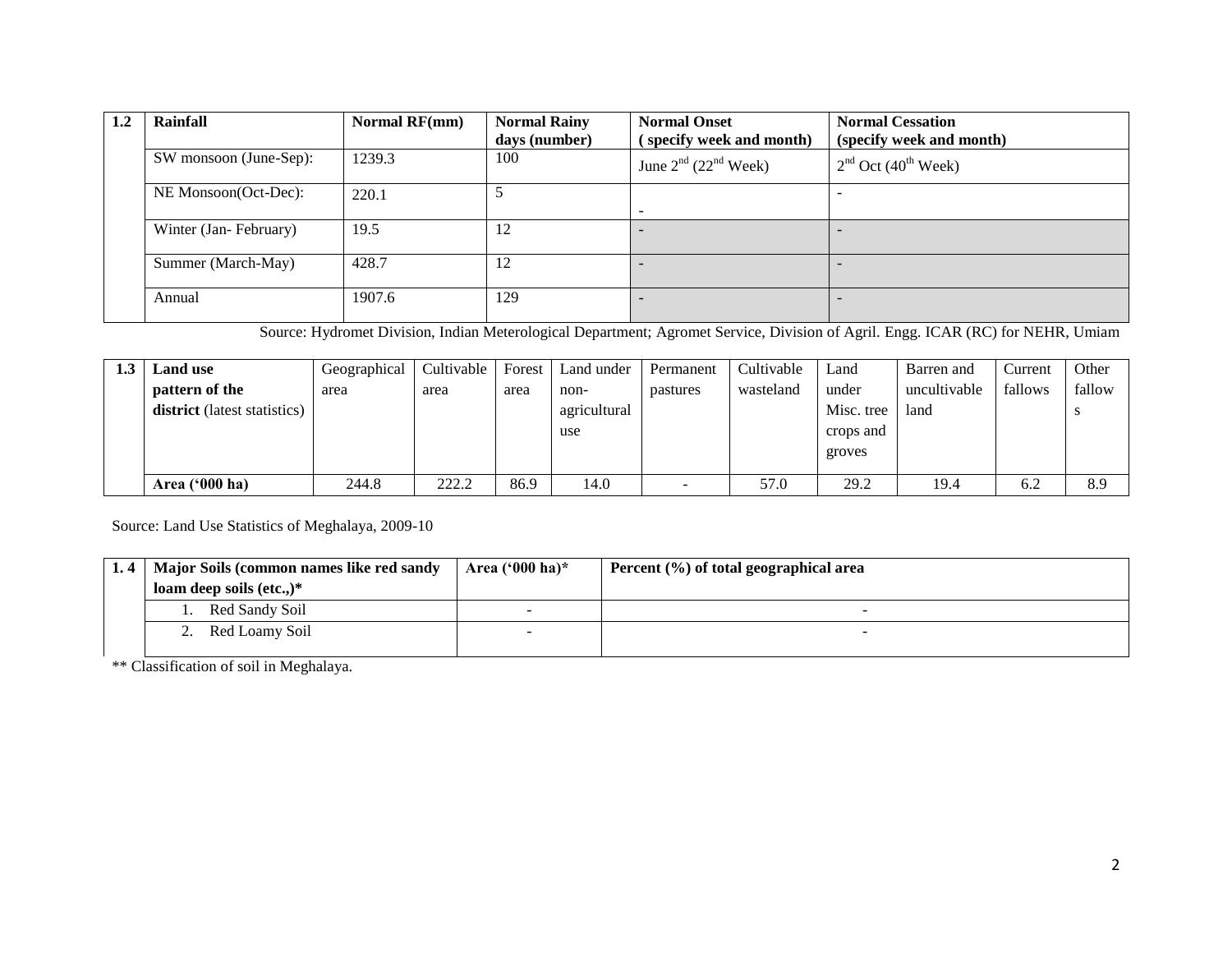| 1.2 | Rainfall | Normal RF(mm) | Normal Rainy days (number) | Normal Onset ( specify week and month) | Normal Cessation (specify week and month) |
|---|---|---|---|---|---|
| | SW monsoon (June-Sep): | 1239.3 | 100 | June 2nd (22nd Week) | 2nd Oct (40th Week) |
| | NE Monsoon(Oct-Dec): | 220.1 | 5 | - | - |
| | Winter (Jan- February) | 19.5 | 12 | - | - |
| | Summer (March-May) | 428.7 | 12 | - | - |
| | Annual | 1907.6 | 129 | - | - |

Source: Hydromet Division, Indian Meterological Department; Agromet Service, Division of Agril. Engg. ICAR (RC) for NEHR, Umiam

| 1.3 | Land use pattern of the district (latest statistics) | Geographical area | Cultivable area | Forest area | Land under non-agricultural use | Permanent pastures | Cultivable wasteland | Land under Misc. tree crops and groves | Barren and uncultivable land | Current fallows | Other fallows |
|---|---|---|---|---|---|---|---|---|---|---|---|
| | Area ('000 ha) | 244.8 | 222.2 | 86.9 | 14.0 | - | 57.0 | 29.2 | 19.4 | 6.2 | 8.9 |

Source: Land Use Statistics of Meghalaya, 2009-10

| 1. 4 | Major Soils (common names like red sandy loam deep soils (etc.,)* | Area ('000 ha)* | Percent (%) of total geographical area |
|---|---|---|---|
| | 1. Red Sandy Soil | - | - |
| | 2. Red Loamy Soil | - | - |

** Classification of soil in Meghalaya.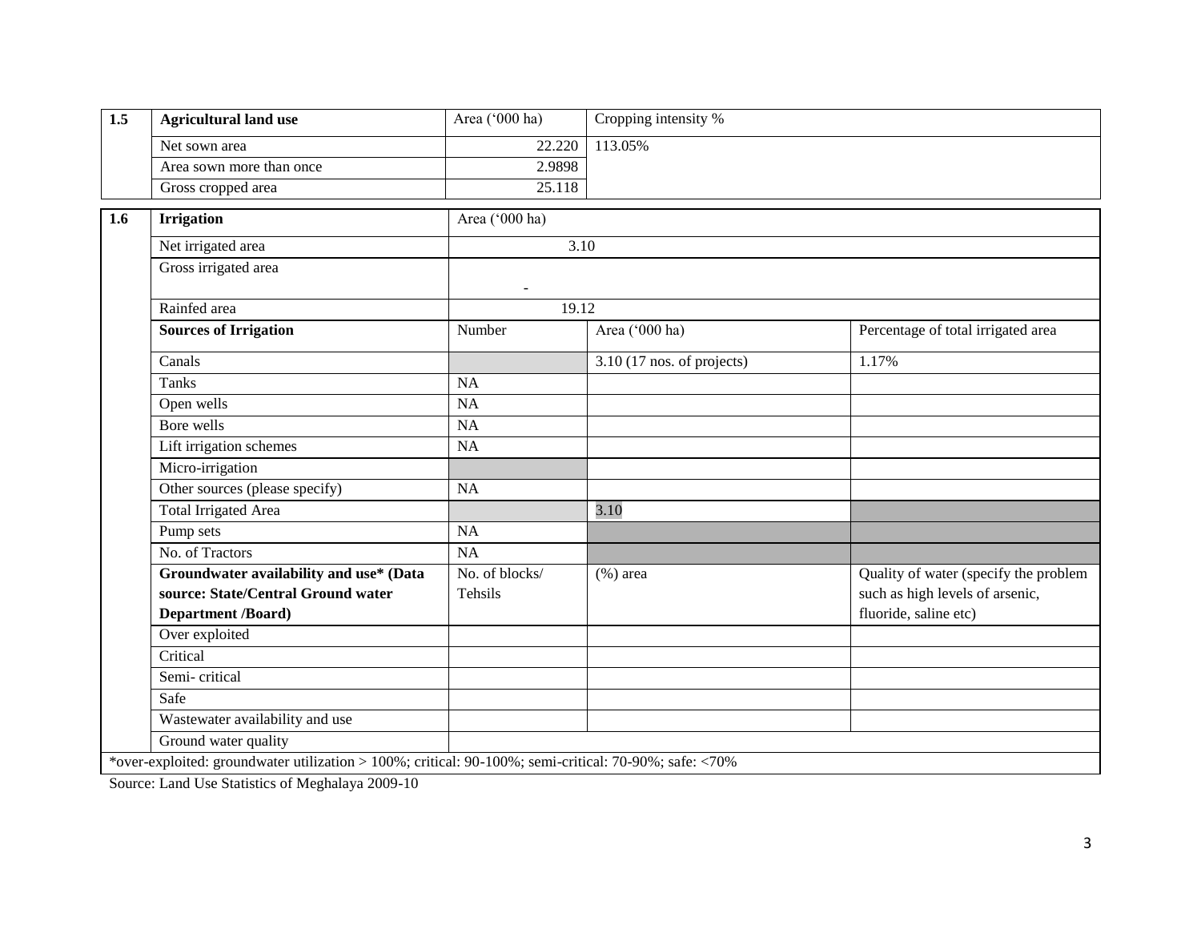| 1.5 | Agricultural land use | Area ('000 ha) | Cropping intensity % |
|---|---|---|---|
| | Net sown area | 22.220 | 113.05% |
| | Area sown more than once | 2.9898 | |
| | Gross cropped area | 25.118 | |

| 1.6 | **Irrigation** | Area ('000 ha) | | |
|---|---|---|---|---|
| | Net irrigated area | 3.10 | | |
| | Gross irrigated area | - | | |
| | Rainfed area | 19.12 | | |
| | **Sources of Irrigation** | Number | Area ('000 ha) | Percentage of total irrigated area |
| | Canals | | 3.10 (17 nos. of projects) | 1.17% |
| | Tanks | NA | | |
| | Open wells | NA | | |
| | Bore wells | NA | | |
| | Lift irrigation schemes | NA | | |
| | Micro-irrigation | | | |
| | Other sources (please specify) | NA | | |
| | Total Irrigated Area | | 3.10 | |
| | Pump sets | NA | | |
| | No. of Tractors | NA | | |
| | **Groundwater availability and use* (Data source: State/Central Ground water Department /Board)** | No. of blocks/ Tehsils | (%) area | Quality of water (specify the problem such as high levels of arsenic, fluoride, saline etc) |
| | Over exploited | | | |
| | Critical | | | |
| | Semi- critical | | | |
| | Safe | | | |
| | Wastewater availability and use | | | |
| | Ground water quality | | | |

*over-exploited: groundwater utilization > 100%; critical: 90-100%; semi-critical: 70-90%; safe: <70%

Source: Land Use Statistics of Meghalaya 2009-10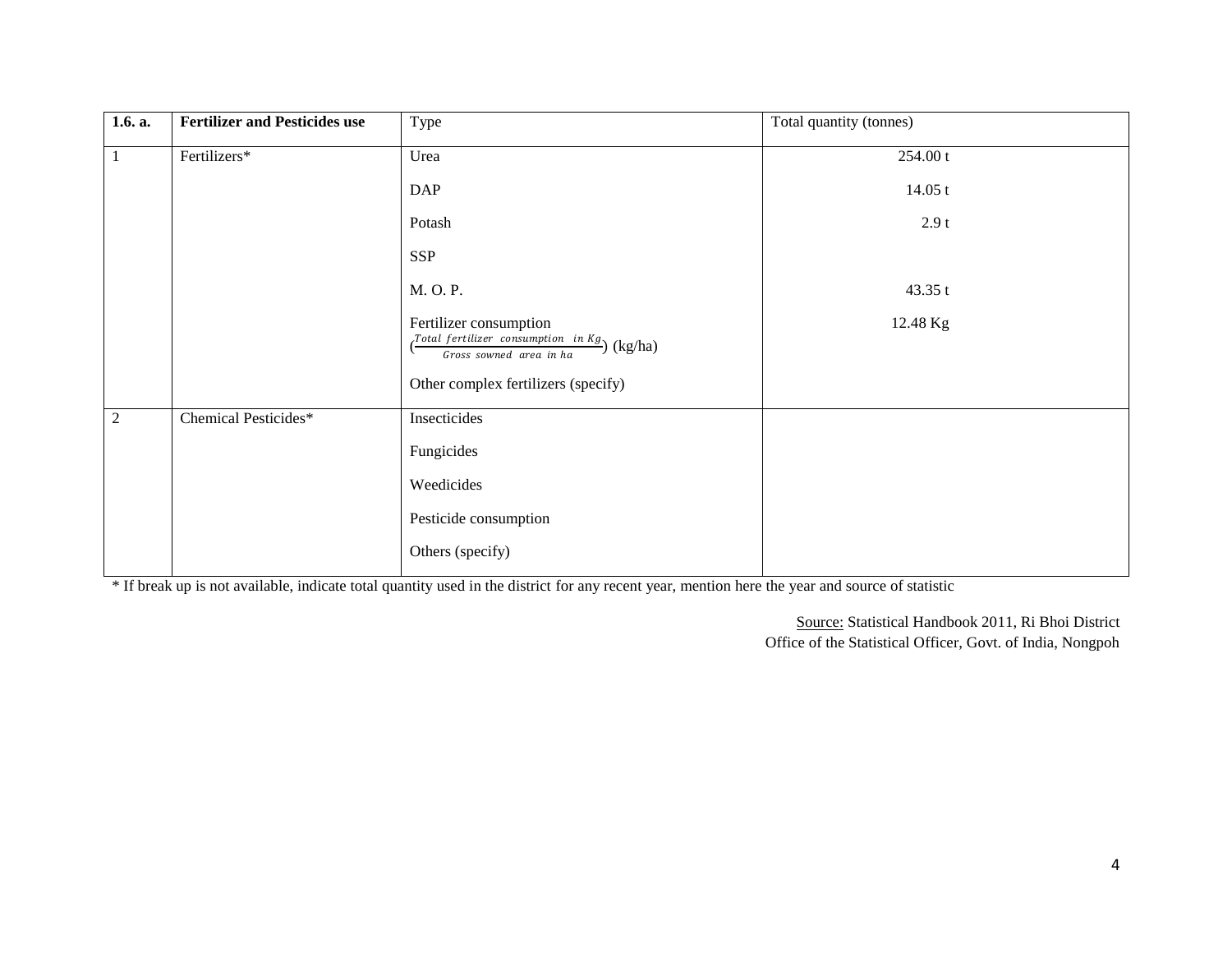| 1.6. a. | **Fertilizer and Pesticides use** | Type | Total quantity (tonnes) |
|---|---|---|---|
| 1 | Fertilizers* | Urea | 254.00 t |
| | | DAP | 14.05 t |
| | | Potash | 2.9 t |
| | | SSP | |
| | | M. O. P. | 43.35 t |
| | | Fertilizer consumption ($\frac{Total\ fertilizer\ consumption\ \ in\ Kg}{Gross\ sowned\ \ area\ \ in\ ha}$) (kg/ha) | 12.48 Kg |
| | | Other complex fertilizers (specify) | |
| 2 | Chemical Pesticides* | Insecticides | |
| | | Fungicides | |
| | | Weedicides | |
| | | Pesticide consumption | |
| | | Others (specify) | |

* If break up is not available, indicate total quantity used in the district for any recent year, mention here the year and source of statistic

Source: Statistical Handbook 2011, Ri Bhoi District
Office of the Statistical Officer, Govt. of India, Nongpoh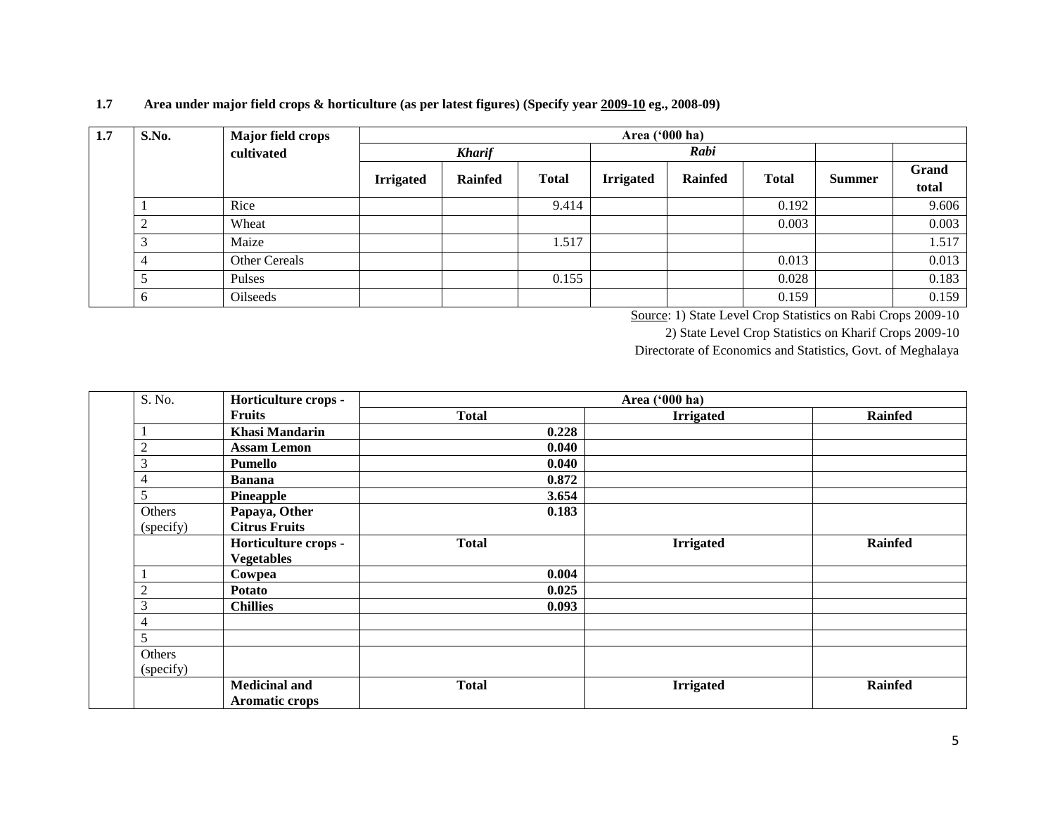**1.7 Area under major field crops & horticulture (as per latest figures) (Specify year 2009-10 eg., 2008-09)**

| 1.7 | S.No. | Major field crops cultivated | Area ('000 ha) | | | | | | | |
|---|---|---|---|---|---|---|---|---|---|---|
| | | | *Kharif* | | | *Rabi* | | | | |
| | | | Irrigated | Rainfed | Total | Irrigated | Rainfed | Total | Summer | Grand total |
| | 1 | Rice | | | 9.414 | | | 0.192 | | 9.606 |
| | 2 | Wheat | | | | | | 0.003 | | 0.003 |
| | 3 | Maize | | | 1.517 | | | | | 1.517 |
| | 4 | Other Cereals | | | | | | 0.013 | | 0.013 |
| | 5 | Pulses | | | 0.155 | | | 0.028 | | 0.183 |
| | 6 | Oilseeds | | | | | | 0.159 | | 0.159 |

Source: 1) State Level Crop Statistics on Rabi Crops 2009-10
2) State Level Crop Statistics on Kharif Crops 2009-10
Directorate of Economics and Statistics, Govt. of Meghalaya

| | S. No. | Horticulture crops - Fruits | Area ('000 ha) | | |
|---|---|---|---|---|---|
| | | | Total | Irrigated | Rainfed |
| | 1 | **Khasi Mandarin** | **0.228** | | |
| | 2 | **Assam Lemon** | **0.040** | | |
| | 3 | **Pumello** | **0.040** | | |
| | 4 | **Banana** | **0.872** | | |
| | 5 | **Pineapple** | **3.654** | | |
| | Others (specify) | **Papaya, Other Citrus Fruits** | **0.183** | | |
| | | **Horticulture crops - Vegetables** | **Total** | **Irrigated** | **Rainfed** |
| | 1 | **Cowpea** | **0.004** | | |
| | 2 | **Potato** | **0.025** | | |
| | 3 | **Chillies** | **0.093** | | |
| | 4 | | | | |
| | 5 | | | | |
| | Others (specify) | | | | |
| | | **Medicinal and Aromatic crops** | **Total** | **Irrigated** | **Rainfed** |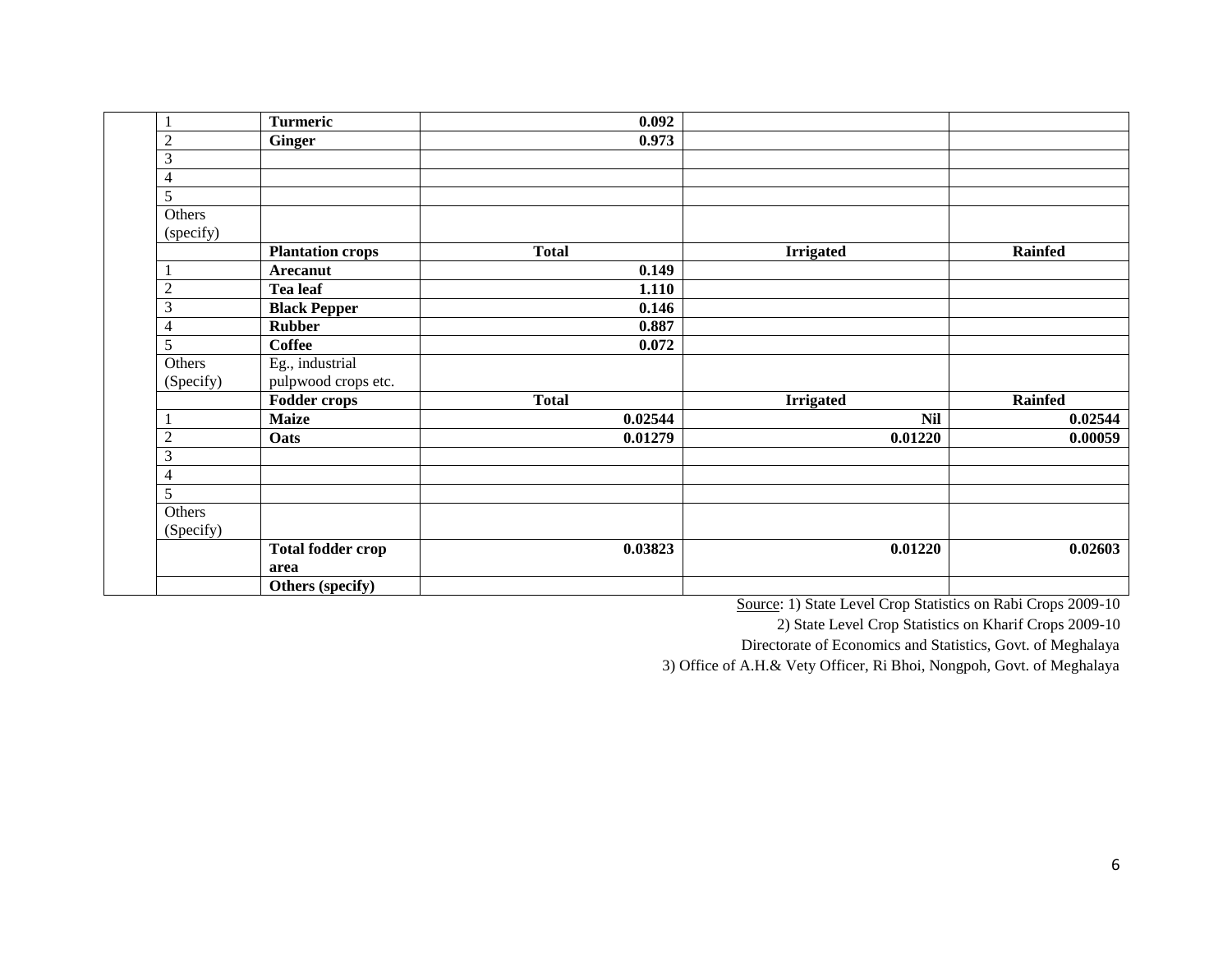| | | | | | |
|---|---|---|---|---|---|
| | 1 | **Turmeric** | **0.092** | | |
| | 2 | **Ginger** | **0.973** | | |
| | 3 | | | | |
| | 4 | | | | |
| | 5 | | | | |
| | Others (specify) | | | | |
| | | **Plantation crops** | **Total** | **Irrigated** | **Rainfed** |
| | 1 | **Arecanut** | **0.149** | | |
| | 2 | **Tea leaf** | **1.110** | | |
| | 3 | **Black Pepper** | **0.146** | | |
| | 4 | **Rubber** | **0.887** | | |
| | 5 | **Coffee** | **0.072** | | |
| | Others (Specify) | Eg., industrial pulpwood crops etc. | | | |
| | | **Fodder crops** | **Total** | **Irrigated** | **Rainfed** |
| | 1 | **Maize** | **0.02544** | **Nil** | **0.02544** |
| | 2 | **Oats** | **0.01279** | **0.01220** | **0.00059** |
| | 3 | | | | |
| | 4 | | | | |
| | 5 | | | | |
| | Others (Specify) | | | | |
| | | **Total fodder crop area** | **0.03823** | **0.01220** | **0.02603** |
| | | **Others (specify)** | | | |

Source: 1) State Level Crop Statistics on Rabi Crops 2009-10
2) State Level Crop Statistics on Kharif Crops 2009-10
Directorate of Economics and Statistics, Govt. of Meghalaya
3) Office of A.H.& Vety Officer, Ri Bhoi, Nongpoh, Govt. of Meghalaya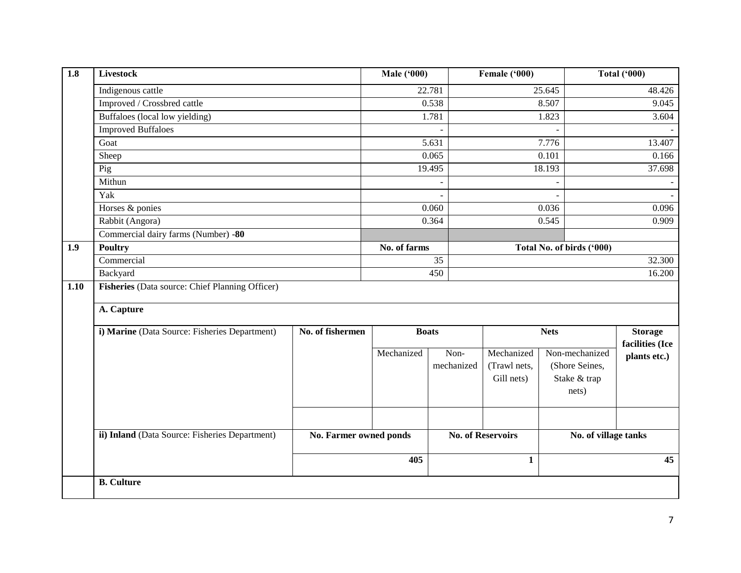| 1.8 | Livestock | Male ('000) | Female ('000) | Total ('000) |
|---|---|---|---|---|
| | Indigenous cattle | 22.781 | 25.645 | 48.426 |
| | Improved / Crossbred cattle | 0.538 | 8.507 | 9.045 |
| | Buffaloes (local low yielding) | 1.781 | 1.823 | 3.604 |
| | Improved Buffaloes | - | - | - |
| | Goat | 5.631 | 7.776 | 13.407 |
| | Sheep | 0.065 | 0.101 | 0.166 |
| | Pig | 19.495 | 18.193 | 37.698 |
| | Mithun | - | - | - |
| | Yak | - | - | - |
| | Horses & ponies | 0.060 | 0.036 | 0.096 |
| | Rabbit (Angora) | 0.364 | 0.545 | 0.909 |
| | Commercial dairy farms (Number) -**80** | | | |

| 1.9 | Poultry | No. of farms | Total No. of birds ('000) |
|---|---|---|---|
| | Commercial | 35 | 32.300 |
| | Backyard | 450 | 16.200 |

**1.10 Fisheries** (Data source: Chief Planning Officer)

**A. Capture**

| i) Marine (Data Source: Fisheries Department) | No. of fishermen | Boats | | Nets | | Storage facilities (Ice plants etc.) |
|---|---|---|---|---|---|---|
| | | Mechanized | Non-mechanized | Mechanized (Trawl nets, Gill nets) | Non-mechanized (Shore Seines, Stake & trap nets) | |
| | | | | | | |

| ii) Inland (Data Source: Fisheries Department) | No. Farmer owned ponds | No. of Reservoirs | No. of village tanks |
|---|---|---|---|
| | **405** | **1** | **45** |

**B. Culture**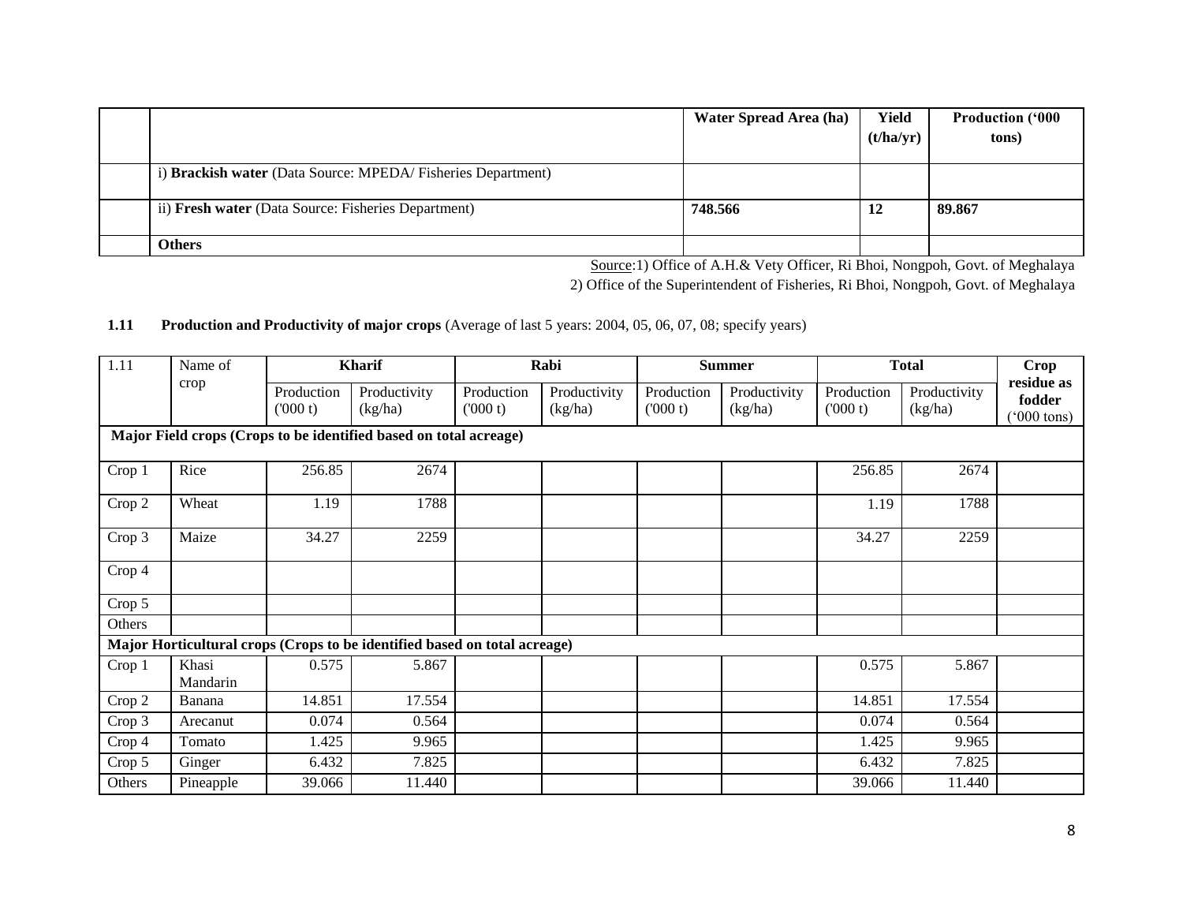| | | Water Spread Area (ha) | Yield (t/ha/yr) | Production ('000 tons) |
|---|---|---|---|---|
| | i) **Brackish water** (Data Source: MPEDA/ Fisheries Department) | | | |
| | ii) **Fresh water** (Data Source: Fisheries Department) | **748.566** | **12** | **89.867** |
| | **Others** | | | |

Source:1) Office of A.H.& Vety Officer, Ri Bhoi, Nongpoh, Govt. of Meghalaya
2) Office of the Superintendent of Fisheries, Ri Bhoi, Nongpoh, Govt. of Meghalaya

**1.11 Production and Productivity of major crops** (Average of last 5 years: 2004, 05, 06, 07, 08; specify years)

| 1.11 | Name of crop | Kharif | | Rabi | | Summer | | Total | | Crop residue as fodder ('000 tons) |
|---|---|---|---|---|---|---|---|---|---|---|
| | | Production ('000 t) | Productivity (kg/ha) | Production ('000 t) | Productivity (kg/ha) | Production ('000 t) | Productivity (kg/ha) | Production ('000 t) | Productivity (kg/ha) | |
| **Major Field crops (Crops to be identified based on total acreage)** | | | | | | | | | | |
| Crop 1 | Rice | 256.85 | 2674 | | | | | 256.85 | 2674 | |
| Crop 2 | Wheat | 1.19 | 1788 | | | | | 1.19 | 1788 | |
| Crop 3 | Maize | 34.27 | 2259 | | | | | 34.27 | 2259 | |
| Crop 4 | | | | | | | | | | |
| Crop 5 | | | | | | | | | | |
| Others | | | | | | | | | | |
| **Major Horticultural crops (Crops to be identified based on total acreage)** | | | | | | | | | | |
| Crop 1 | Khasi Mandarin | 0.575 | 5.867 | | | | | 0.575 | 5.867 | |
| Crop 2 | Banana | 14.851 | 17.554 | | | | | 14.851 | 17.554 | |
| Crop 3 | Arecanut | 0.074 | 0.564 | | | | | 0.074 | 0.564 | |
| Crop 4 | Tomato | 1.425 | 9.965 | | | | | 1.425 | 9.965 | |
| Crop 5 | Ginger | 6.432 | 7.825 | | | | | 6.432 | 7.825 | |
| Others | Pineapple | 39.066 | 11.440 | | | | | 39.066 | 11.440 | |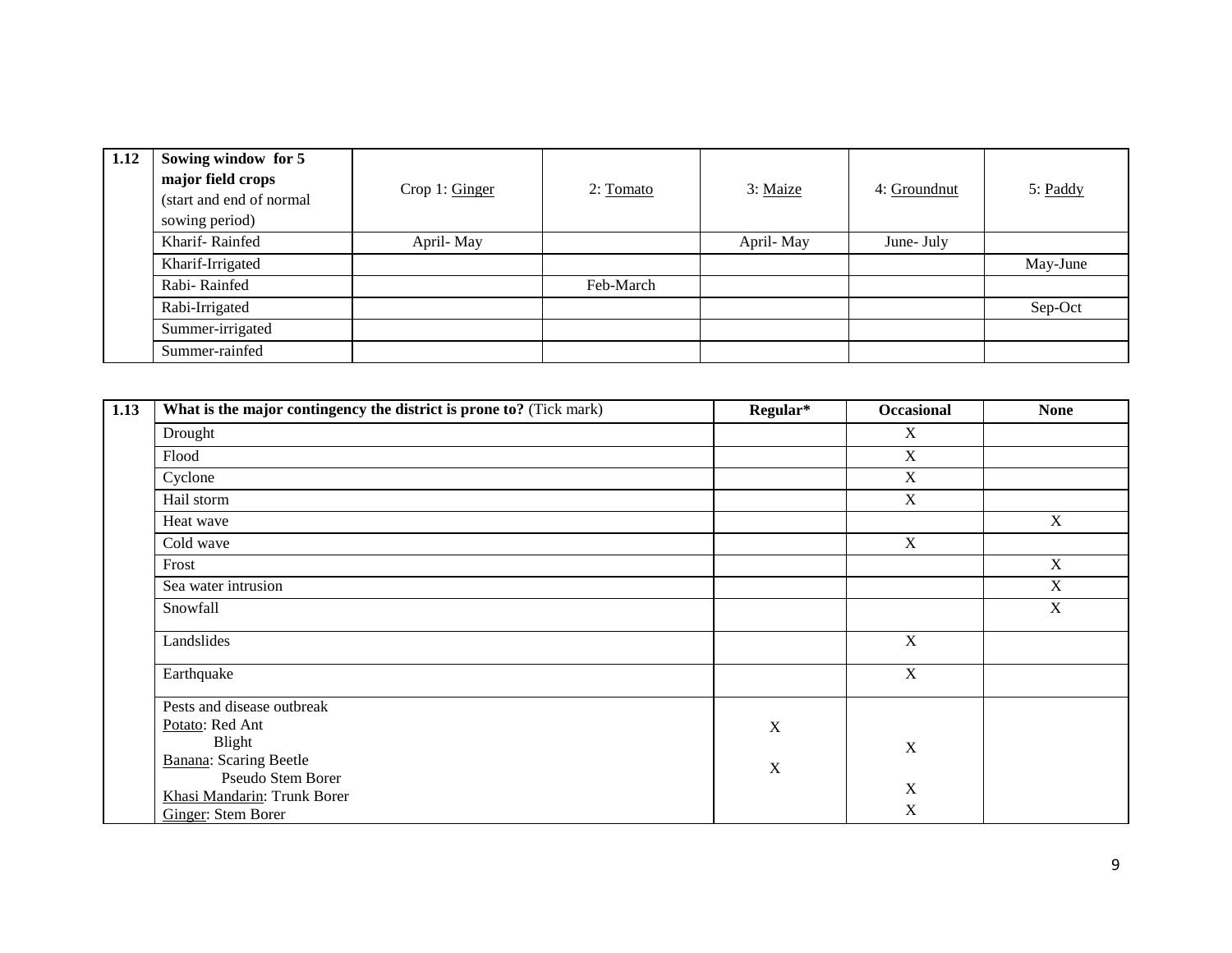| 1.12 | Sowing window for 5 major field crops (start and end of normal sowing period) | Crop 1: Ginger | 2: Tomato | 3: Maize | 4: Groundnut | 5: Paddy |
|---|---|---|---|---|---|---|
| | Kharif- Rainfed | April- May | | April- May | June- July | |
| | Kharif-Irrigated | | | | | May-June |
| | Rabi- Rainfed | | Feb-March | | | |
| | Rabi-Irrigated | | | | | Sep-Oct |
| | Summer-irrigated | | | | | |
| | Summer-rainfed | | | | | |

| 1.13 | What is the major contingency the district is prone to? (Tick mark) | Regular* | Occasional | None |
|---|---|---|---|---|
| | Drought | | X | |
| | Flood | | X | |
| | Cyclone | | X | |
| | Hail storm | | X | |
| | Heat wave | | | X |
| | Cold wave | | X | |
| | Frost | | | X |
| | Sea water intrusion | | | X |
| | Snowfall | | | X |
| | Landslides | | X | |
| | Earthquake | | X | |
| | Pests and disease outbreak | | | |
| | Potato: Red Ant | X | | |
| | Blight | | X | |
| | Banana: Scaring Beetle | X | | |
| | Pseudo Stem Borer | | | |
| | Khasi Mandarin: Trunk Borer | | X | |
| | Ginger: Stem Borer | | X | |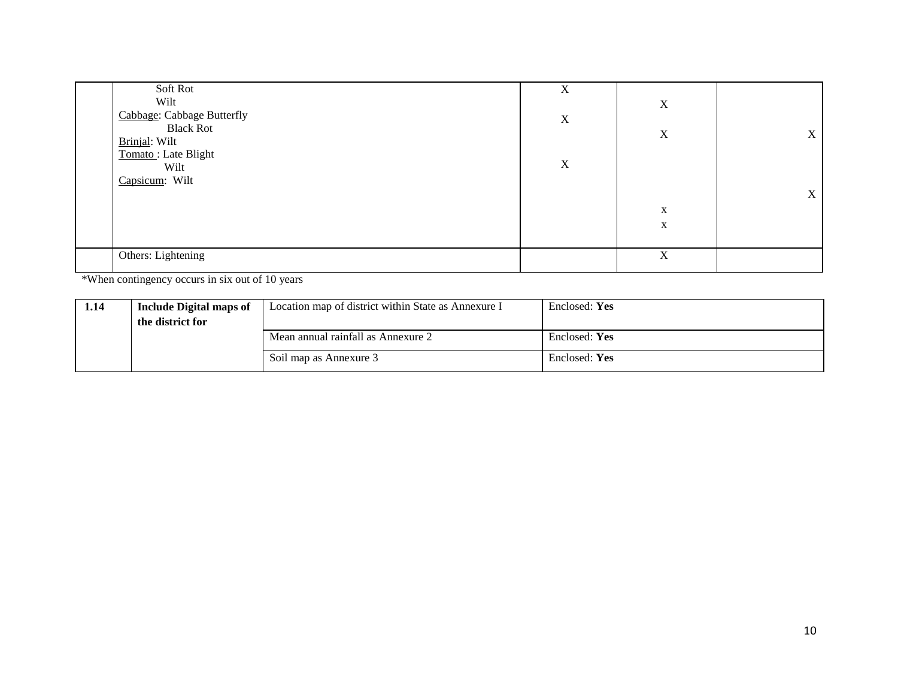| | | | | |
|---|---|---|---|---|
| | Soft Rot<br>Wilt<br>Cabbage: Cabbage Butterfly<br>Black Rot<br>Brinjal: Wilt<br>Tomato : Late Blight<br>Wilt<br>Capsicum: Wilt | X<br>X<br>X | X<br>X<br>x<br>x | X<br>X |
| | Others: Lightening | | X | |

*When contingency occurs in six out of 10 years

| | | | |
|---|---|---|---|
| **1.14** | **Include Digital maps of the district for** | Location map of district within State as Annexure I | Enclosed: **Yes** |
| | | Mean annual rainfall as Annexure 2 | Enclosed: **Yes** |
| | | Soil map as Annexure 3 | Enclosed: **Yes** |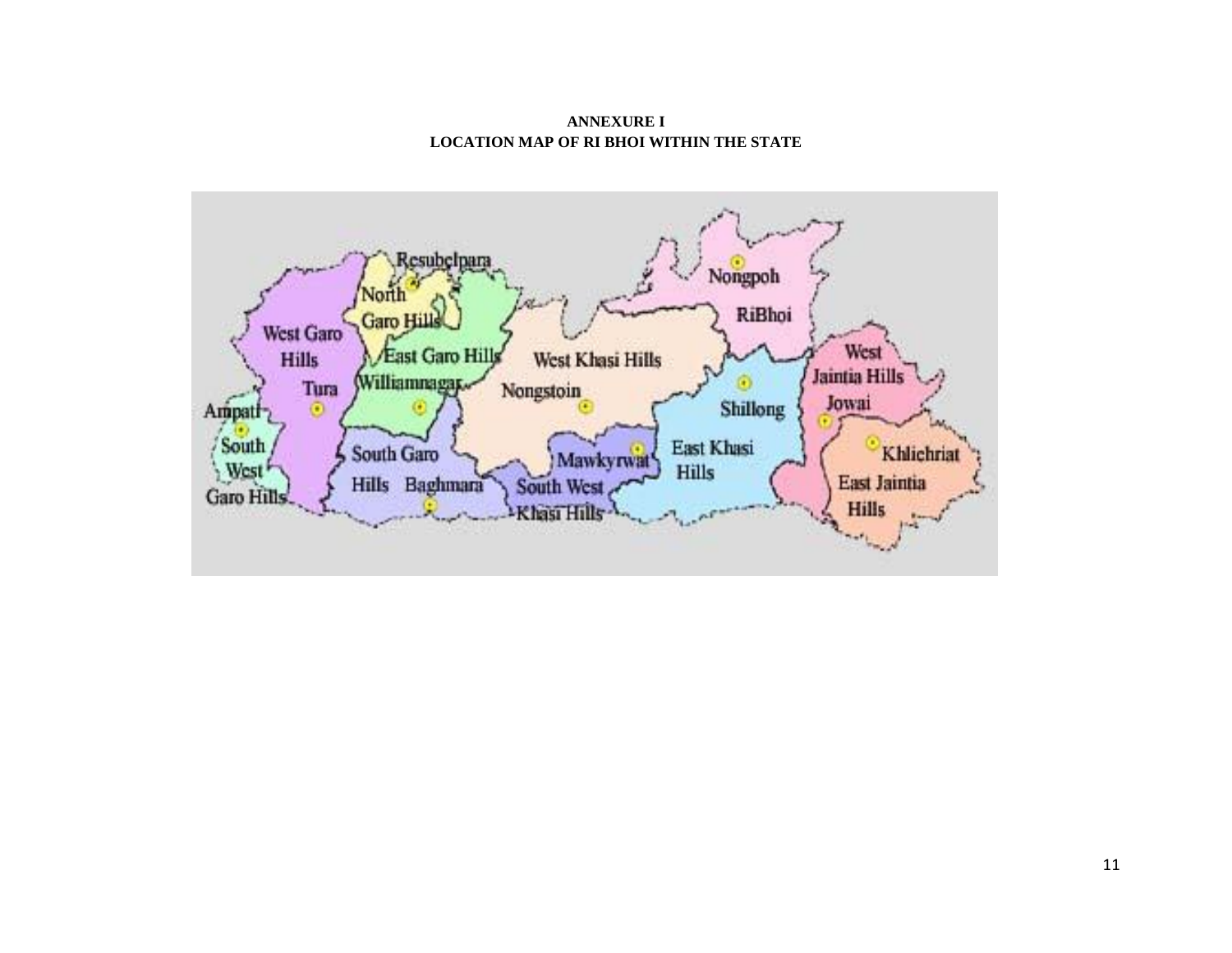**ANNEXURE I**
**LOCATION MAP OF RI BHOI WITHIN THE STATE**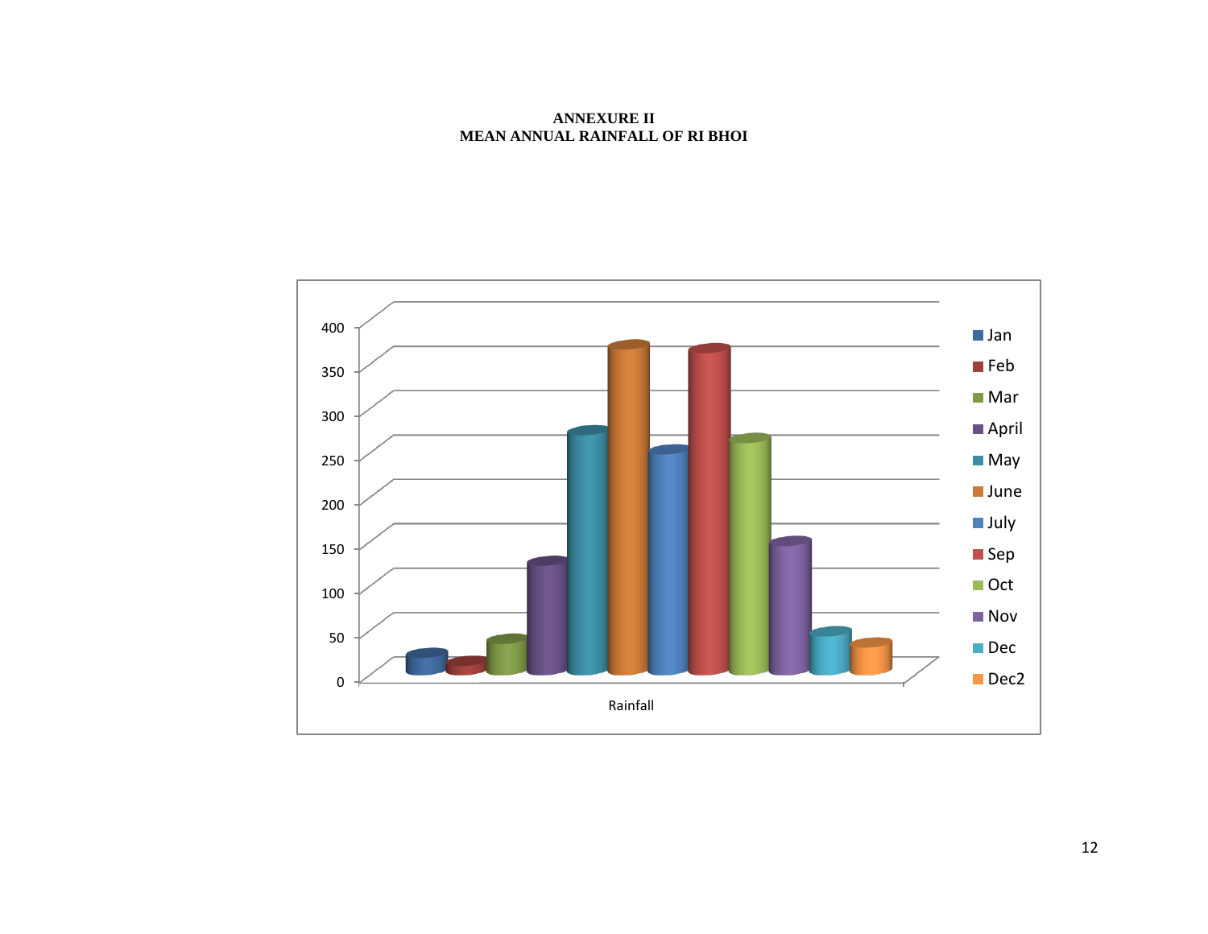**ANNEXURE II**
**MEAN ANNUAL RAINFALL OF RI BHOI**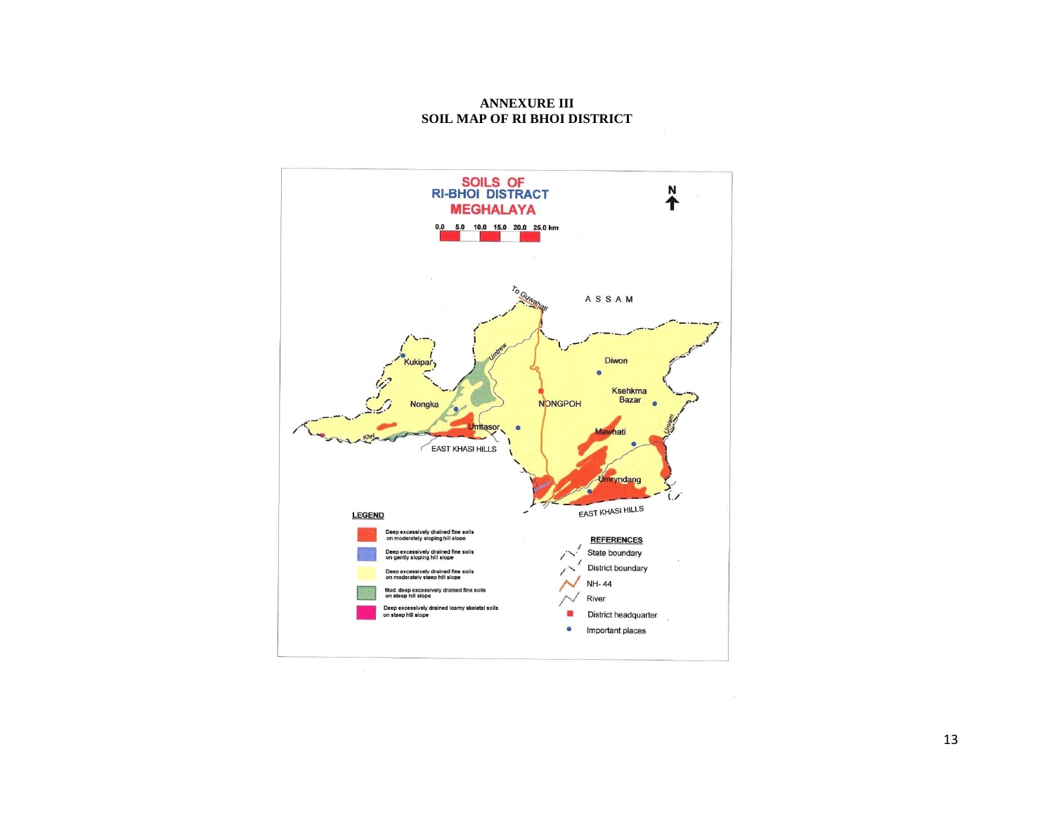# ANNEXURE III
## SOIL MAP OF RI BHOI DISTRICT

SOILS OF
RI-BHOI DISTRACT
MEGHALAYA

0.0 5.0 10.0 15.0 20.0 25.0 km

N

To Guwahati
ASSAM
Kukipar
Umtrew
Diwon
Nongka
NONGPOH
Ksehkma Bazar
Umtasor
Mawhati
Khri
EAST KHASI HILLS
Umiam
Umryndang
EAST KHASI HILLS

**LEGEND**

- Deep excessively drained fine soils on moderately sloping hill slope
- Deep excessively drained fine soils on gently sloping hill slope
- Deep excessively drained fine soils on moderately steep hill slope
- Mod. deep excessively drained fine soils on steep hill slope
- Deep excessively drained loamy skeletal soils on steep hill slope

**REFERENCES**

- State boundary
- District boundary
- NH- 44
- River
- District headquarter
- Important places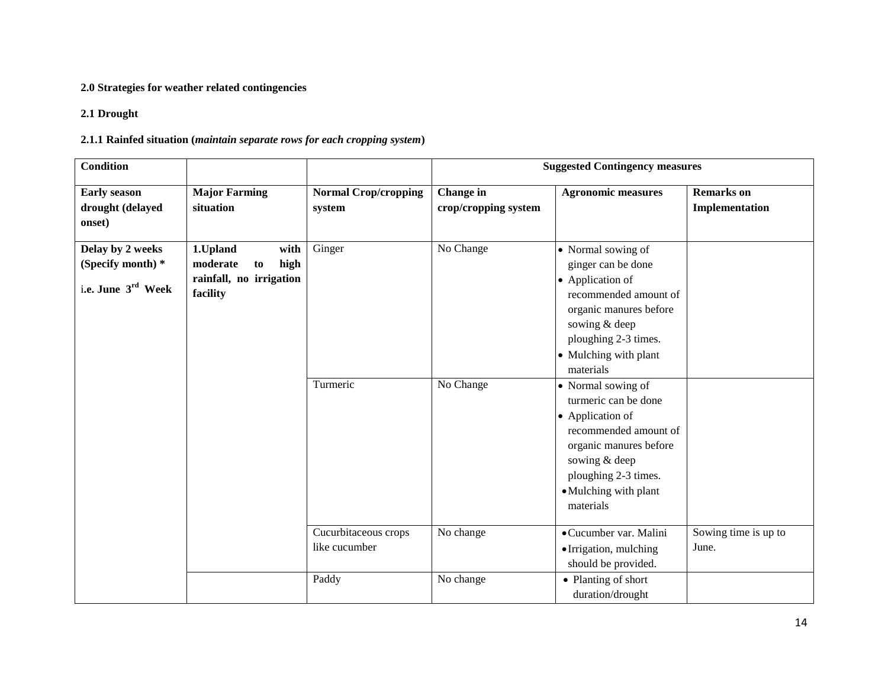**2.0 Strategies for weather related contingencies**

**2.1 Drought**

**2.1.1 Rainfed situation (*maintain separate rows for each cropping system*)**

| **Condition** | | | **Suggested Contingency measures** | | |
|---|---|---|---|---|---|
| **Early season drought (delayed onset)** | **Major Farming situation** | **Normal Crop/cropping system** | **Change in crop/cropping system** | **Agronomic measures** | **Remarks on Implementation** |
| **Delay by 2 weeks (Specify month) \*** i**.e. June 3rd Week** | **1.Upland with moderate to high rainfall, no irrigation facility** | Ginger | No Change | • Normal sowing of ginger can be done<br>• Application of recommended amount of organic manures before sowing & deep ploughing 2-3 times.<br>• Mulching with plant materials | |
| | | Turmeric | No Change | • Normal sowing of turmeric can be done<br>• Application of recommended amount of organic manures before sowing & deep ploughing 2-3 times.<br>• Mulching with plant materials | |
| | | Cucurbitaceous crops like cucumber | No change | • Cucumber var. Malini<br>• Irrigation, mulching should be provided. | Sowing time is up to June. |
| | | Paddy | No change | • Planting of short duration/drought | |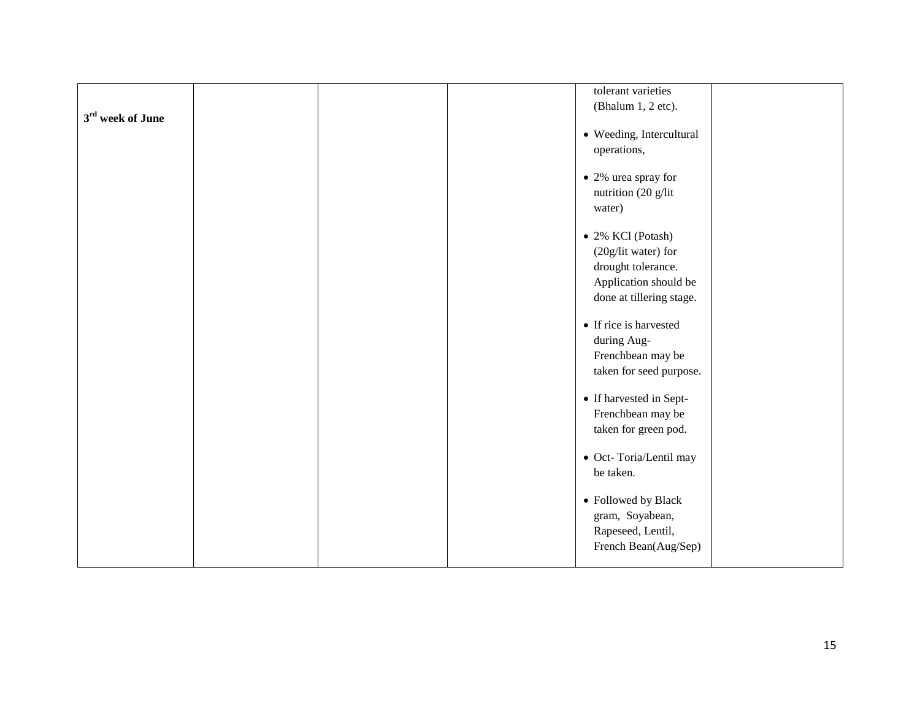| | | | | | |
|---|---|---|---|---|---|
| **3rd week of June** | | | | tolerant varieties (Bhalum 1, 2 etc).<br><br>• Weeding, Intercultural operations,<br><br>• 2% urea spray for nutrition (20 g/lit water)<br><br>• 2% KCl (Potash) (20g/lit water) for drought tolerance. Application should be done at tillering stage.<br><br>• If rice is harvested during Aug- Frenchbean may be taken for seed purpose.<br><br>• If harvested in Sept- Frenchbean may be taken for green pod.<br><br>• Oct- Toria/Lentil may be taken.<br><br>• Followed by Black gram, Soyabean, Rapeseed, Lentil, French Bean(Aug/Sep) | |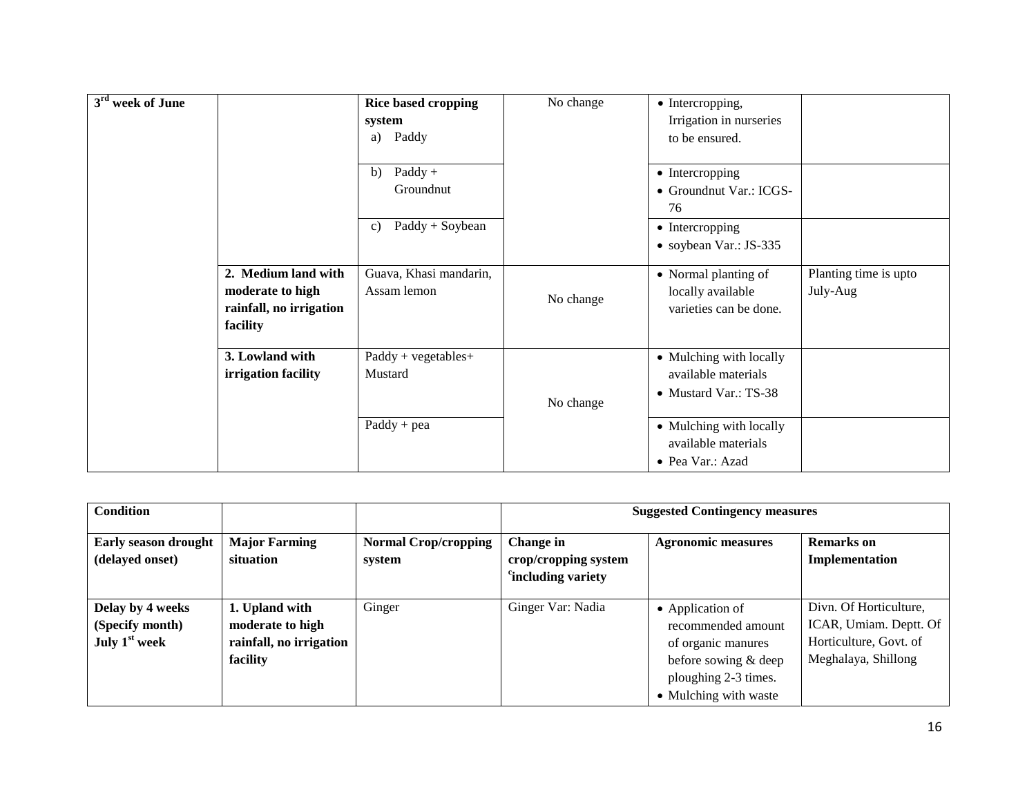| 3rd week of June | | Rice based cropping system<br>a) Paddy | No change | • Intercropping, Irrigation in nurseries to be ensured. | |
|---|---|---|---|---|---|
| | | b) Paddy + Groundnut | | • Intercropping<br>• Groundnut Var.: ICGS-76 | |
| | | c) Paddy + Soybean | | • Intercropping<br>• soybean Var.: JS-335 | |
| | **2. Medium land with moderate to high rainfall, no irrigation facility** | Guava, Khasi mandarin, Assam lemon | No change | • Normal planting of locally available varieties can be done. | Planting time is upto July-Aug |
| | **3. Lowland with irrigation facility** | Paddy + vegetables+ Mustard | No change | • Mulching with locally available materials<br>• Mustard Var.: TS-38 | |
| | | Paddy + pea | | • Mulching with locally available materials<br>• Pea Var.: Azad | |

| **Condition** | | | **Suggested Contingency measures** | | |
|---|---|---|---|---|---|
| **Early season drought (delayed onset)** | **Major Farming situation** | **Normal Crop/cropping system** | **Change in crop/cropping system including variety** | **Agronomic measures** | **Remarks on Implementation** |
| **Delay by 4 weeks (Specify month) July 1st week** | **1. Upland with moderate to high rainfall, no irrigation facility** | Ginger | Ginger Var: Nadia | • Application of recommended amount of organic manures before sowing & deep ploughing 2-3 times.<br>• Mulching with waste | Divn. Of Horticulture, ICAR, Umiam. Deptt. Of Horticulture, Govt. of Meghalaya, Shillong |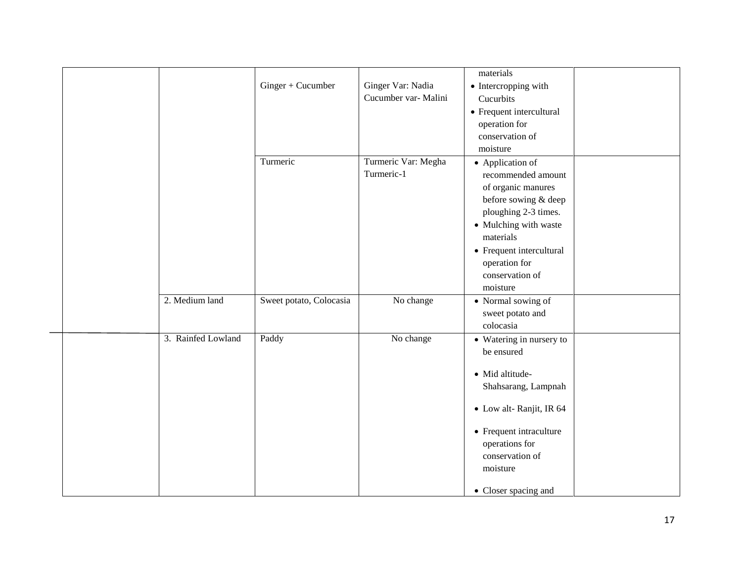| | | | | | |
|---|---|---|---|---|---|
| | | Ginger + Cucumber | Ginger Var: Nadia<br>Cucumber var- Malini | materials<br>• Intercropping with Cucurbits<br>• Frequent intercultural operation for conservation of moisture | |
| | | Turmeric | Turmeric Var: Megha Turmeric-1 | • Application of recommended amount of organic manures before sowing & deep ploughing 2-3 times.<br>• Mulching with waste materials<br>• Frequent intercultural operation for conservation of moisture | |
| | 2. Medium land | Sweet potato, Colocasia | No change | • Normal sowing of sweet potato and colocasia | |
| | 3. Rainfed Lowland | Paddy | No change | • Watering in nursery to be ensured<br>• Mid altitude- Shahsarang, Lampnah<br>• Low alt- Ranjit, IR 64<br>• Frequent intraculture operations for conservation of moisture<br>• Closer spacing and | |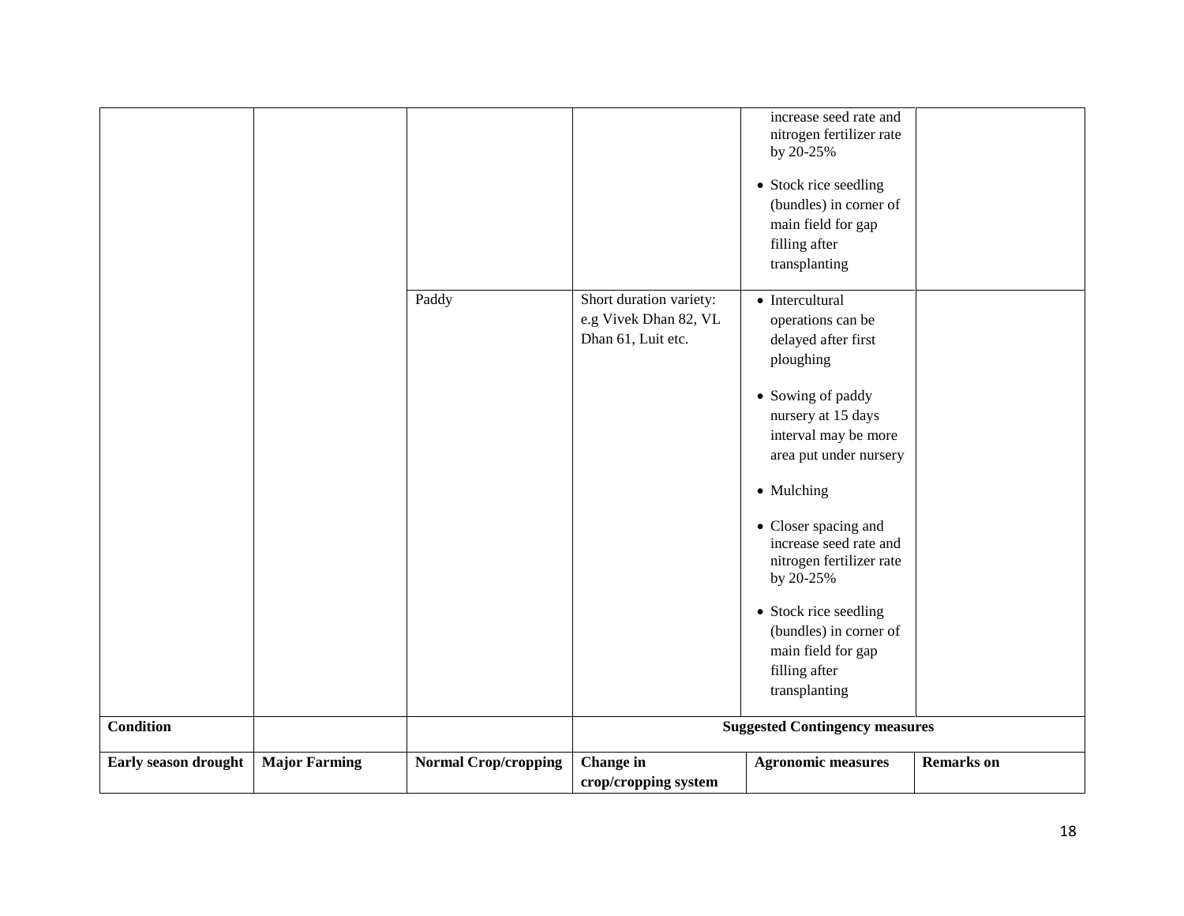| | | | | | |
|---|---|---|---|---|---|
| | | | | increase seed rate and nitrogen fertilizer rate by 20-25%<br><br>• Stock rice seedling (bundles) in corner of main field for gap filling after transplanting | |
| | | Paddy | Short duration variety: e.g Vivek Dhan 82, VL Dhan 61, Luit etc. | • Intercultural operations can be delayed after first ploughing<br><br>• Sowing of paddy nursery at 15 days interval may be more area put under nursery<br><br>• Mulching<br><br>• Closer spacing and increase seed rate and nitrogen fertilizer rate by 20-25%<br><br>• Stock rice seedling (bundles) in corner of main field for gap filling after transplanting | |
| **Condition** | | | **Suggested Contingency measures** | | |
| **Early season drought** | **Major Farming** | **Normal Crop/cropping** | **Change in crop/cropping system** | **Agronomic measures** | **Remarks on** |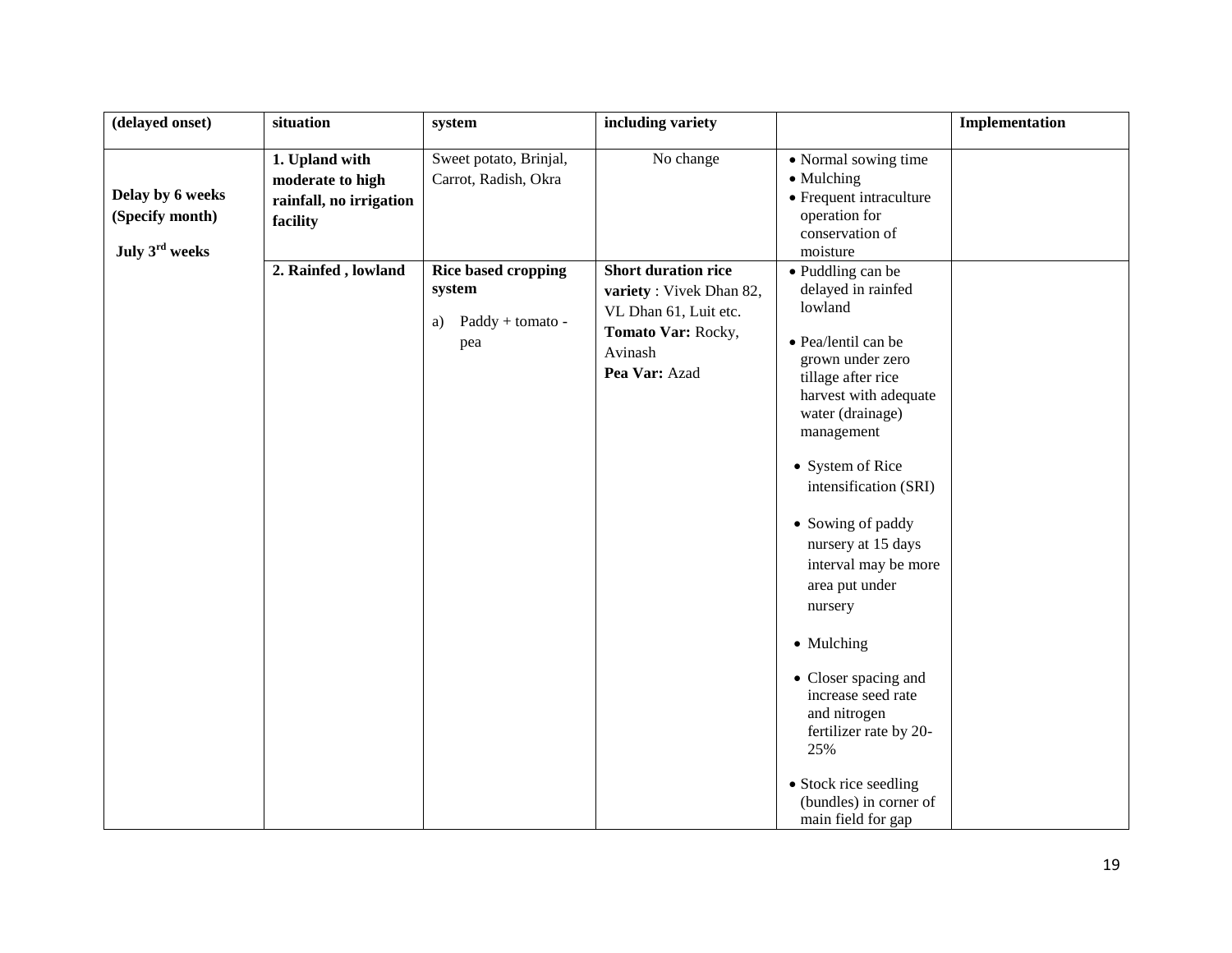| (delayed onset) | situation | system | including variety | | Implementation |
|---|---|---|---|---|---|
| Delay by 6 weeks (Specify month) July 3rd weeks | 1. Upland with moderate to high rainfall, no irrigation facility | Sweet potato, Brinjal, Carrot, Radish, Okra | No change | • Normal sowing time<br>• Mulching<br>• Frequent intraculture operation for conservation of moisture | |
| | 2. Rainfed , lowland | **Rice based cropping system**<br>a) Paddy + tomato - pea | **Short duration rice variety** : Vivek Dhan 82, VL Dhan 61, Luit etc.<br>**Tomato Var:** Rocky, Avinash<br>**Pea Var:** Azad | • Puddling can be delayed in rainfed lowland<br>• Pea/lentil can be grown under zero tillage after rice harvest with adequate water (drainage) management<br>• System of Rice intensification (SRI)<br>• Sowing of paddy nursery at 15 days interval may be more area put under nursery<br>• Mulching<br>• Closer spacing and increase seed rate and nitrogen fertilizer rate by 20-25%<br>• Stock rice seedling (bundles) in corner of main field for gap | |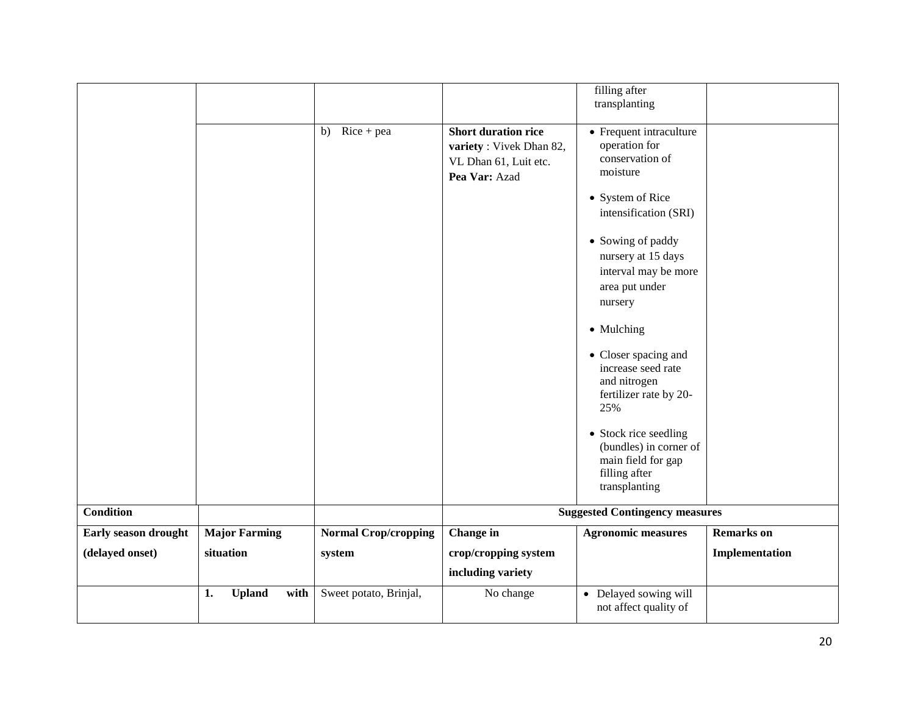| | | | | filling after transplanting | |
|---|---|---|---|---|---|
| | | b) Rice + pea | **Short duration rice variety** : Vivek Dhan 82, VL Dhan 61, Luit etc. **Pea Var:** Azad | • Frequent intraculture operation for conservation of moisture<br>• System of Rice intensification (SRI)<br>• Sowing of paddy nursery at 15 days interval may be more area put under nursery<br>• Mulching<br>• Closer spacing and increase seed rate and nitrogen fertilizer rate by 20-25%<br>• Stock rice seedling (bundles) in corner of main field for gap filling after transplanting | |
| **Condition** | | | **Suggested Contingency measures** | | |
| **Early season drought (delayed onset)** | **Major Farming situation** | **Normal Crop/cropping system** | **Change in crop/cropping system including variety** | **Agronomic measures** | **Remarks on Implementation** |
| | **1. Upland with** | Sweet potato, Brinjal, | No change | • Delayed sowing will not affect quality of | |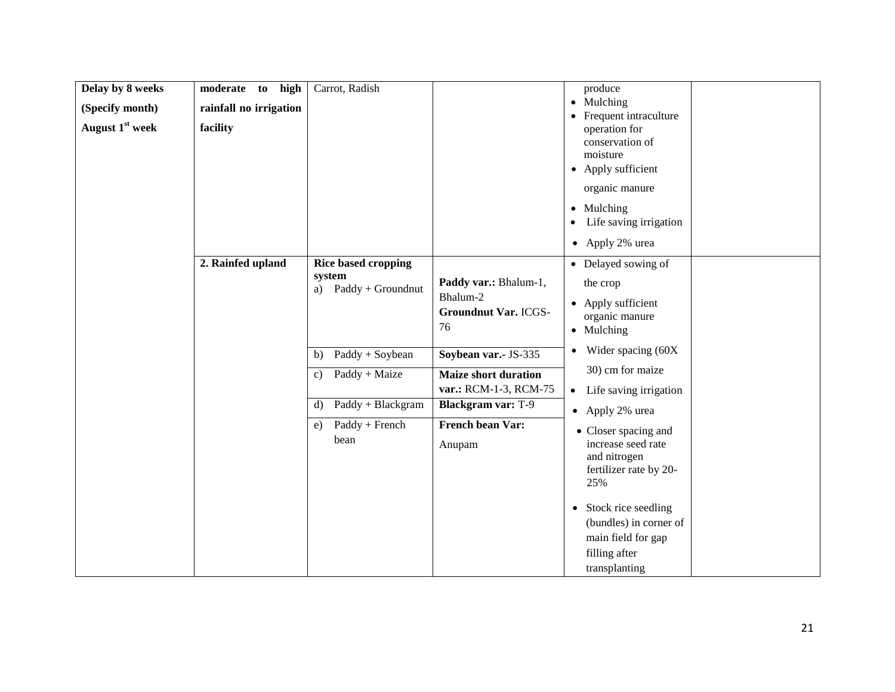| Delay by 8 weeks (Specify month) August 1st week | moderate to high rainfall no irrigation facility | Carrot, Radish | | produce<br>• Mulching<br>• Frequent intraculture operation for conservation of moisture<br>• Apply sufficient organic manure<br>• Mulching<br>• Life saving irrigation<br>• Apply 2% urea | |
|---|---|---|---|---|---|
| | **2. Rainfed upland** | **Rice based cropping system**<br>a) Paddy + Groundnut | **Paddy var.:** Bhalum-1, Bhalum-2<br>**Groundnut Var.** ICGS-76 | • Delayed sowing of the crop<br>• Apply sufficient organic manure<br>• Mulching<br>• Wider spacing (60X 30) cm for maize<br>• Life saving irrigation<br>• Apply 2% urea<br>• Closer spacing and increase seed rate and nitrogen fertilizer rate by 20-25%<br>• Stock rice seedling (bundles) in corner of main field for gap filling after transplanting | |
| | | b) Paddy + Soybean | **Soybean var.-** JS-335 | | |
| | | c) Paddy + Maize | **Maize short duration var.:** RCM-1-3, RCM-75 | | |
| | | d) Paddy + Blackgram | **Blackgram var:** T-9 | | |
| | | e) Paddy + French bean | **French bean Var:** Anupam | | |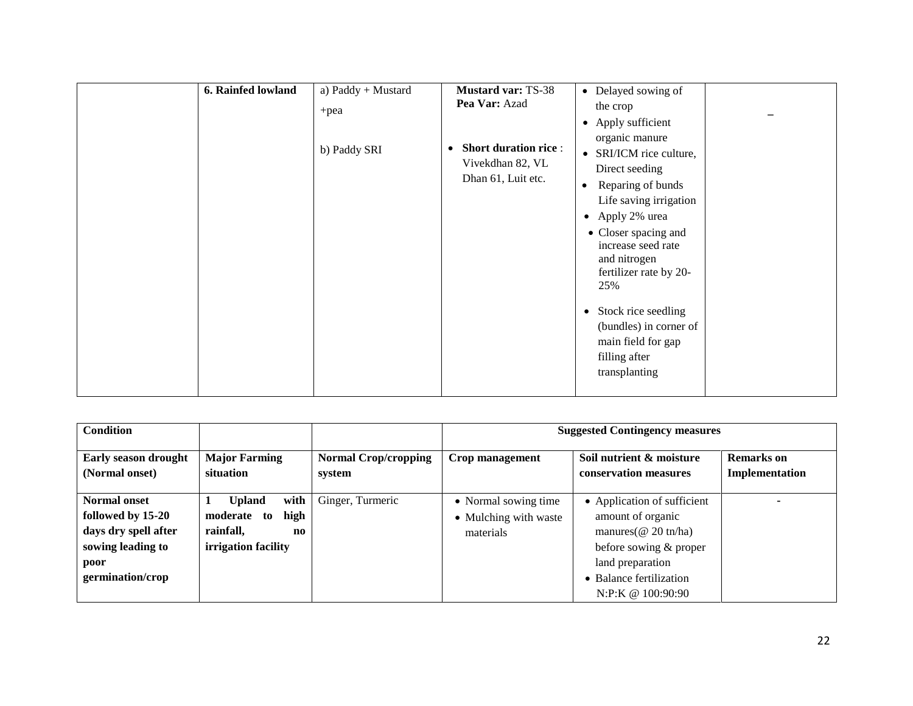|  | 6. Rainfed lowland | a) Paddy + Mustard +pea<br><br>b) Paddy SRI | **Mustard var:** TS-38<br>**Pea Var:** Azad<br><br>• **Short duration rice** : Vivekdhan 82, VL Dhan 61, Luit etc. | • Delayed sowing of the crop<br>• Apply sufficient organic manure<br>• SRI/ICM rice culture, Direct seeding<br>• Reparing of bunds Life saving irrigation<br>• Apply 2% urea<br>• Closer spacing and increase seed rate and nitrogen fertilizer rate by 20-25%<br>• Stock rice seedling (bundles) in corner of main field for gap filling after transplanting | – |
|---|---|---|---|---|---|

| **Condition** |  |  | **Suggested Contingency measures** |  |  |
|---|---|---|---|---|---|
| **Early season drought (Normal onset)** | **Major Farming situation** | **Normal Crop/cropping system** | **Crop management** | **Soil nutrient & moisture conservation measures** | **Remarks on Implementation** |
| **Normal onset followed by 15-20 days dry spell after sowing leading to poor germination/crop** | **1 Upland with moderate to high rainfall, no irrigation facility** | Ginger, Turmeric | • Normal sowing time<br>• Mulching with waste materials | • Application of sufficient amount of organic manures(@ 20 tn/ha) before sowing & proper land preparation<br>• Balance fertilization N:P:K @ 100:90:90 | - |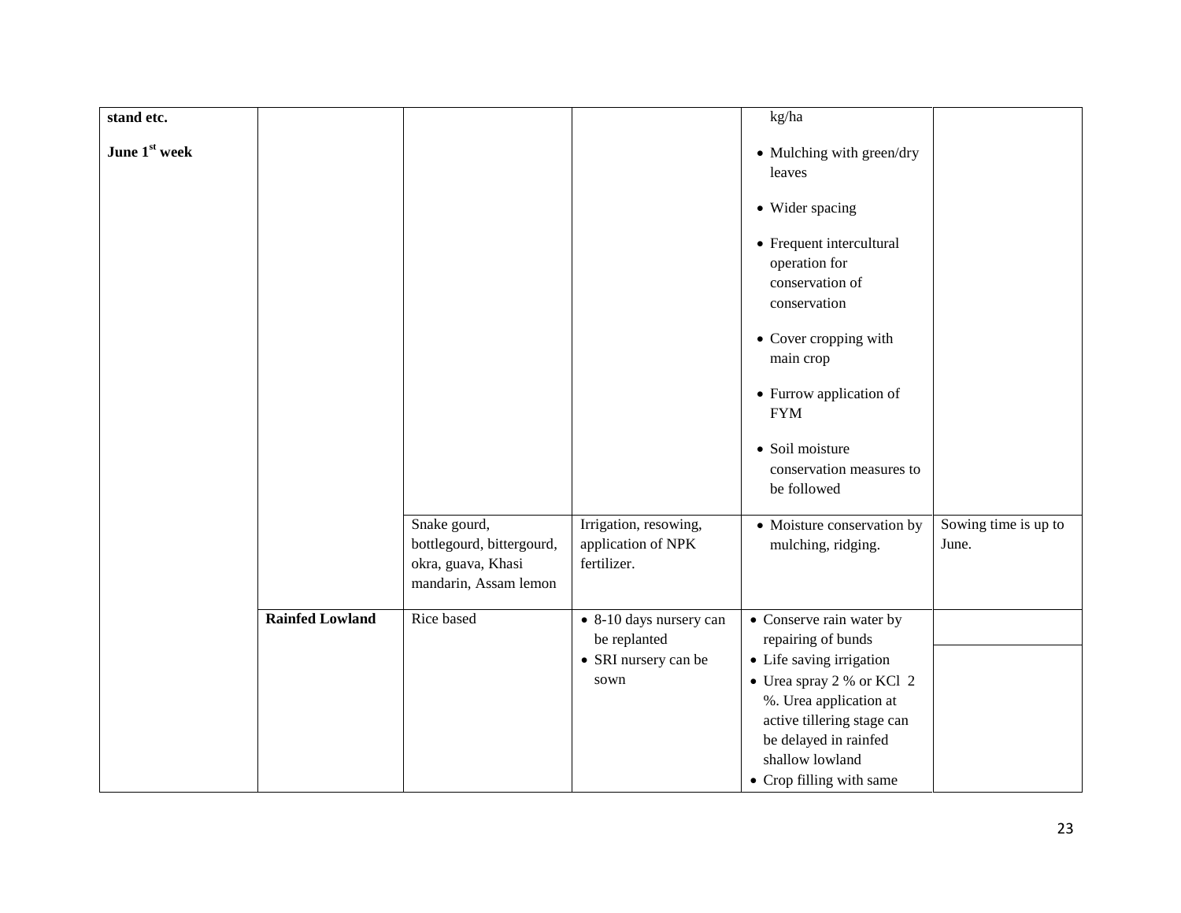| | | | | | |
|---|---|---|---|---|---|
| **stand etc.**<br><br>**June 1st week** | | | | kg/ha<br>• Mulching with green/dry leaves<br>• Wider spacing<br>• Frequent intercultural operation for conservation of conservation<br>• Cover cropping with main crop<br>• Furrow application of FYM<br>• Soil moisture conservation measures to be followed | |
| | | Snake gourd, bottlegourd, bittergourd, okra, guava, Khasi mandarin, Assam lemon | Irrigation, resowing, application of NPK fertilizer. | • Moisture conservation by mulching, ridging. | Sowing time is up to June. |
| | **Rainfed Lowland** | Rice based | • 8-10 days nursery can be replanted<br>• SRI nursery can be sown | • Conserve rain water by repairing of bunds<br>• Life saving irrigation<br>• Urea spray 2 % or KCl 2 %. Urea application at active tillering stage can be delayed in rainfed shallow lowland<br>• Crop filling with same | |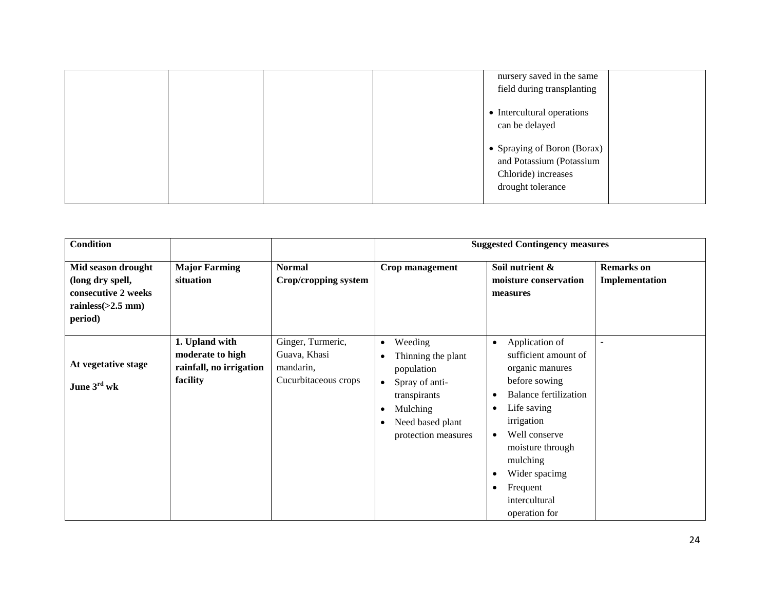| | | | | nursery saved in the same field during transplanting<br>• Intercultural operations can be delayed<br>• Spraying of Boron (Borax) and Potassium (Potassium Chloride) increases drought tolerance | |
|---|---|---|---|---|---|

| **Condition** | | | **Suggested Contingency measures** | | |
|---|---|---|---|---|---|
| **Mid season drought (long dry spell, consecutive 2 weeks rainless(>2.5 mm) period)** | **Major Farming situation** | **Normal Crop/cropping system** | **Crop management** | **Soil nutrient & moisture conservation measures** | **Remarks on Implementation** |
| **At vegetative stage**<br>**June 3rd wk** | **1. Upland with moderate to high rainfall, no irrigation facility** | Ginger, Turmeric, Guava, Khasi mandarin, Cucurbitaceous crops | • Weeding<br>• Thinning the plant population<br>• Spray of anti-transpirants<br>• Mulching<br>• Need based plant protection measures | • Application of sufficient amount of organic manures before sowing<br>• Balance fertilization<br>• Life saving irrigation<br>• Well conserve moisture through mulching<br>• Wider spacimg<br>• Frequent intercultural operation for | - |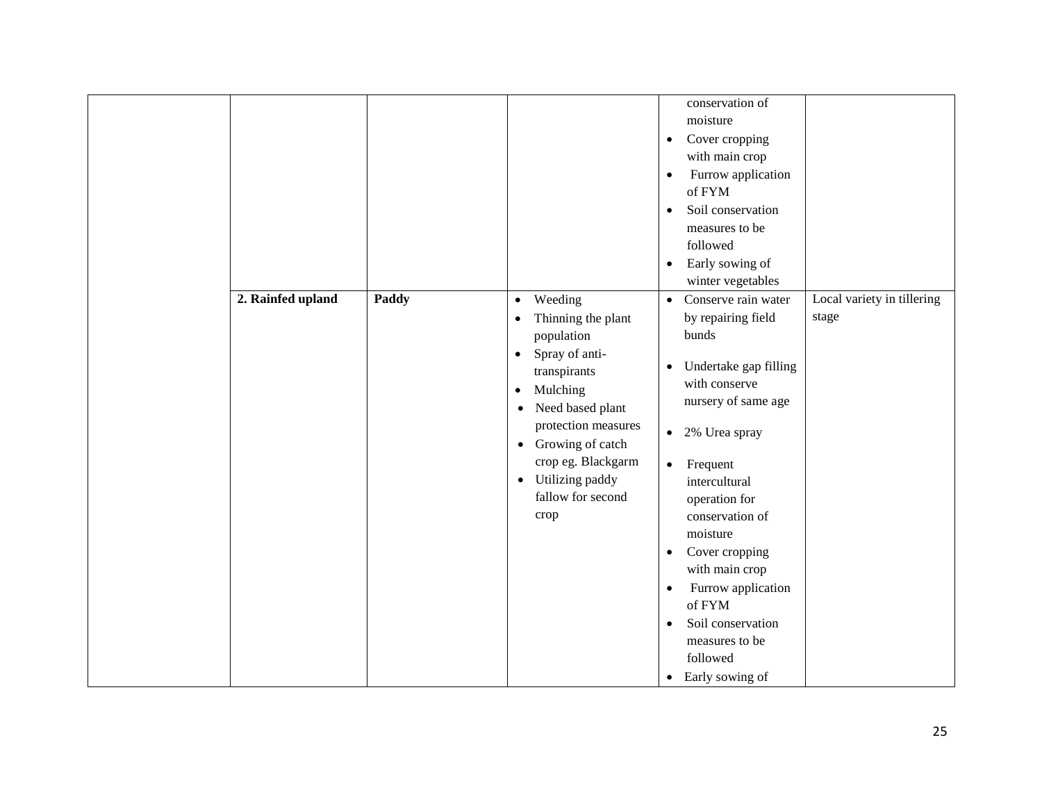| | | | | | |
|---|---|---|---|---|---|
| | | | | • conservation of moisture<br>• Cover cropping with main crop<br>• Furrow application of FYM<br>• Soil conservation measures to be followed<br>• Early sowing of winter vegetables | |
| | **2. Rainfed upland** | **Paddy** | • Weeding<br>• Thinning the plant population<br>• Spray of anti-transpirants<br>• Mulching<br>• Need based plant protection measures<br>• Growing of catch crop eg. Blackgarm<br>• Utilizing paddy fallow for second crop | • Conserve rain water by repairing field bunds<br>• Undertake gap filling with conserve nursery of same age<br>• 2% Urea spray<br>• Frequent intercultural operation for conservation of moisture<br>• Cover cropping with main crop<br>• Furrow application of FYM<br>• Soil conservation measures to be followed<br>• Early sowing of | Local variety in tillering stage |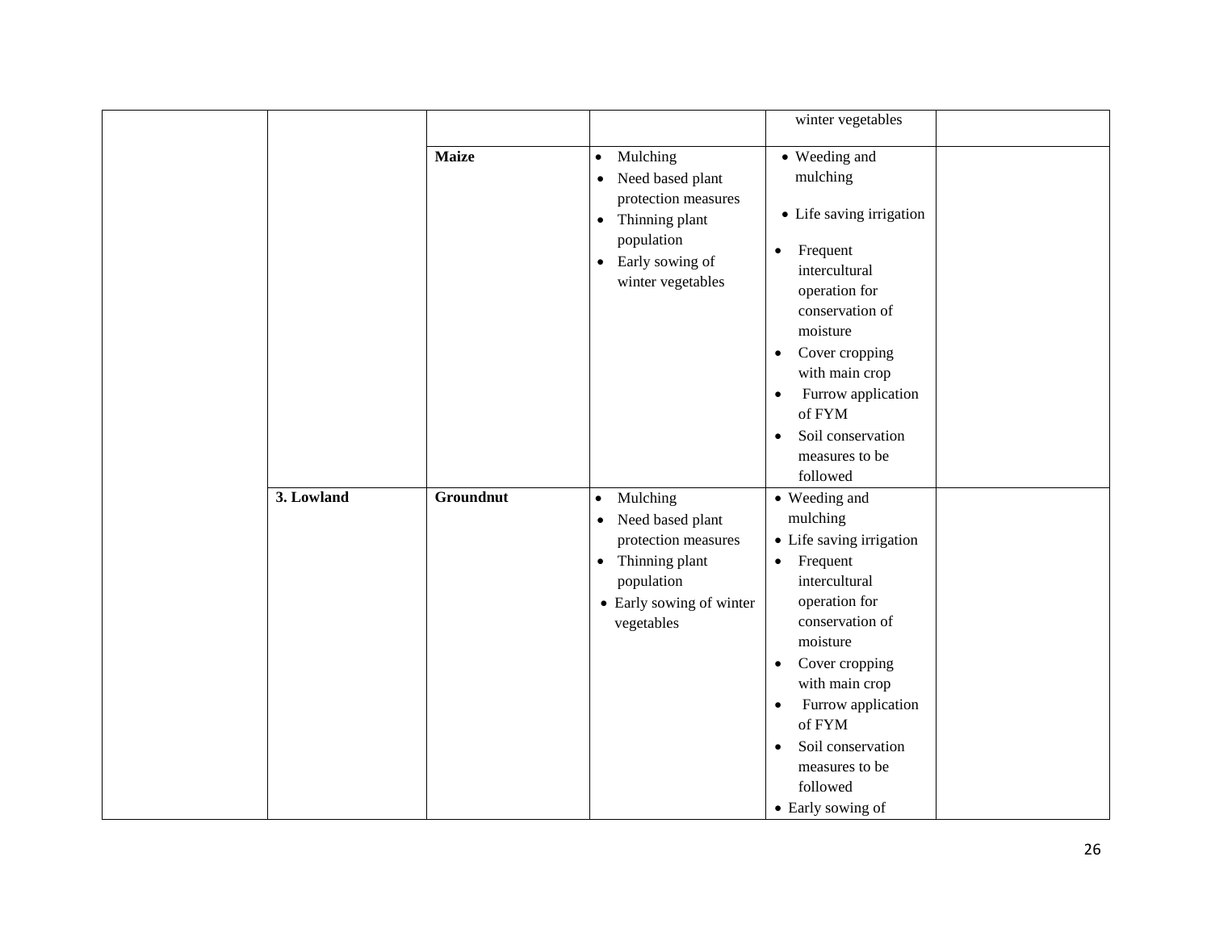| | | | | | |
|---|---|---|---|---|---|
| | | | | winter vegetables | |
| | | **Maize** | • Mulching<br>• Need based plant protection measures<br>• Thinning plant population<br>• Early sowing of winter vegetables | • Weeding and mulching<br>• Life saving irrigation<br>• Frequent intercultural operation for conservation of moisture<br>• Cover cropping with main crop<br>• Furrow application of FYM<br>• Soil conservation measures to be followed | |
| | **3. Lowland** | **Groundnut** | • Mulching<br>• Need based plant protection measures<br>• Thinning plant population<br>• Early sowing of winter vegetables | • Weeding and mulching<br>• Life saving irrigation<br>• Frequent intercultural operation for conservation of moisture<br>• Cover cropping with main crop<br>• Furrow application of FYM<br>• Soil conservation measures to be followed<br>• Early sowing of | |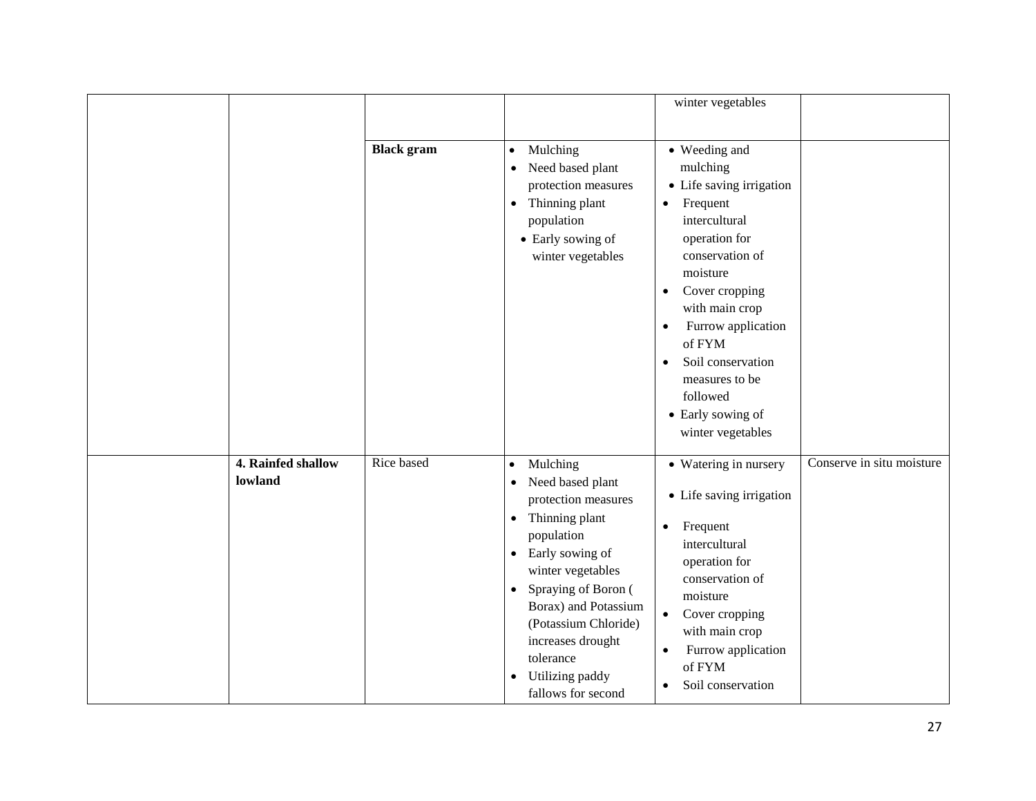| | | | | | |
|---|---|---|---|---|---|
| | | | | winter vegetables | |
| | | **Black gram** | • Mulching<br>• Need based plant protection measures<br>• Thinning plant population<br>• Early sowing of winter vegetables | • Weeding and mulching<br>• Life saving irrigation<br>• Frequent intercultural operation for conservation of moisture<br>• Cover cropping with main crop<br>• Furrow application of FYM<br>• Soil conservation measures to be followed<br>• Early sowing of winter vegetables | |
| | **4. Rainfed shallow lowland** | Rice based | • Mulching<br>• Need based plant protection measures<br>• Thinning plant population<br>• Early sowing of winter vegetables<br>• Spraying of Boron ( Borax) and Potassium (Potassium Chloride) increases drought tolerance<br>• Utilizing paddy fallows for second | • Watering in nursery<br>• Life saving irrigation<br>• Frequent intercultural operation for conservation of moisture<br>• Cover cropping with main crop<br>• Furrow application of FYM<br>• Soil conservation | Conserve in situ moisture |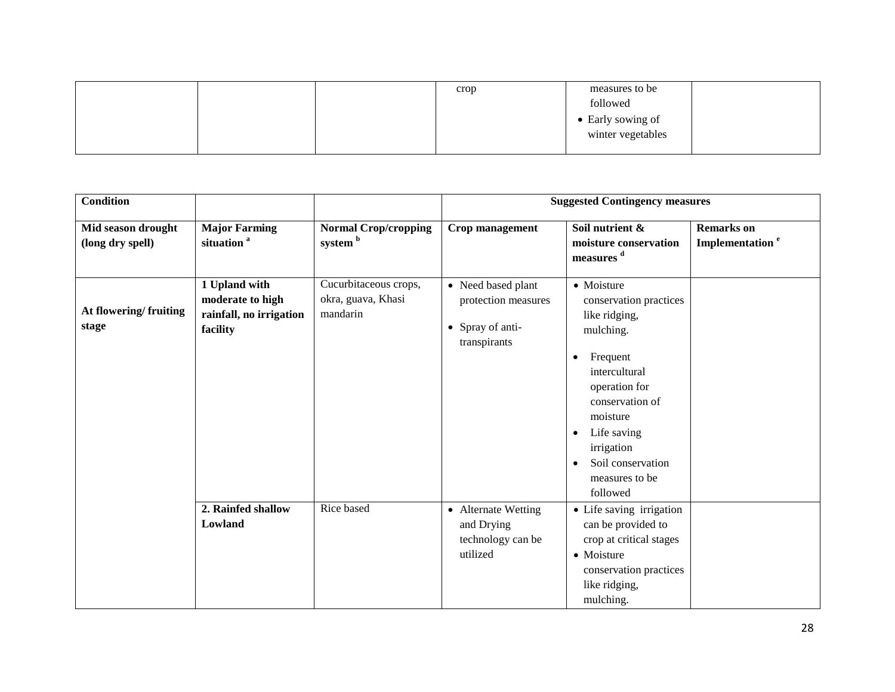| | | | crop | measures to be followed<br>• Early sowing of winter vegetables | |
|---|---|---|---|---|---|

| Condition | | | Suggested Contingency measures | | |
|---|---|---|---|---|---|
| Mid season drought (long dry spell) | Major Farming situation [a] | Normal Crop/cropping system [b] | Crop management | Soil nutrient & moisture conservation measures [d] | Remarks on Implementation [e] |
| At flowering/ fruiting stage | 1 Upland with moderate to high rainfall, no irrigation facility | Cucurbitaceous crops, okra, guava, Khasi mandarin | • Need based plant protection measures<br>• Spray of anti-transpirants | • Moisture conservation practices like ridging, mulching.<br>• Frequent intercultural operation for conservation of moisture<br>• Life saving irrigation<br>• Soil conservation measures to be followed | |
| | 2. Rainfed shallow Lowland | Rice based | • Alternate Wetting and Drying technology can be utilized | • Life saving irrigation can be provided to crop at critical stages<br>• Moisture conservation practices like ridging, mulching. | |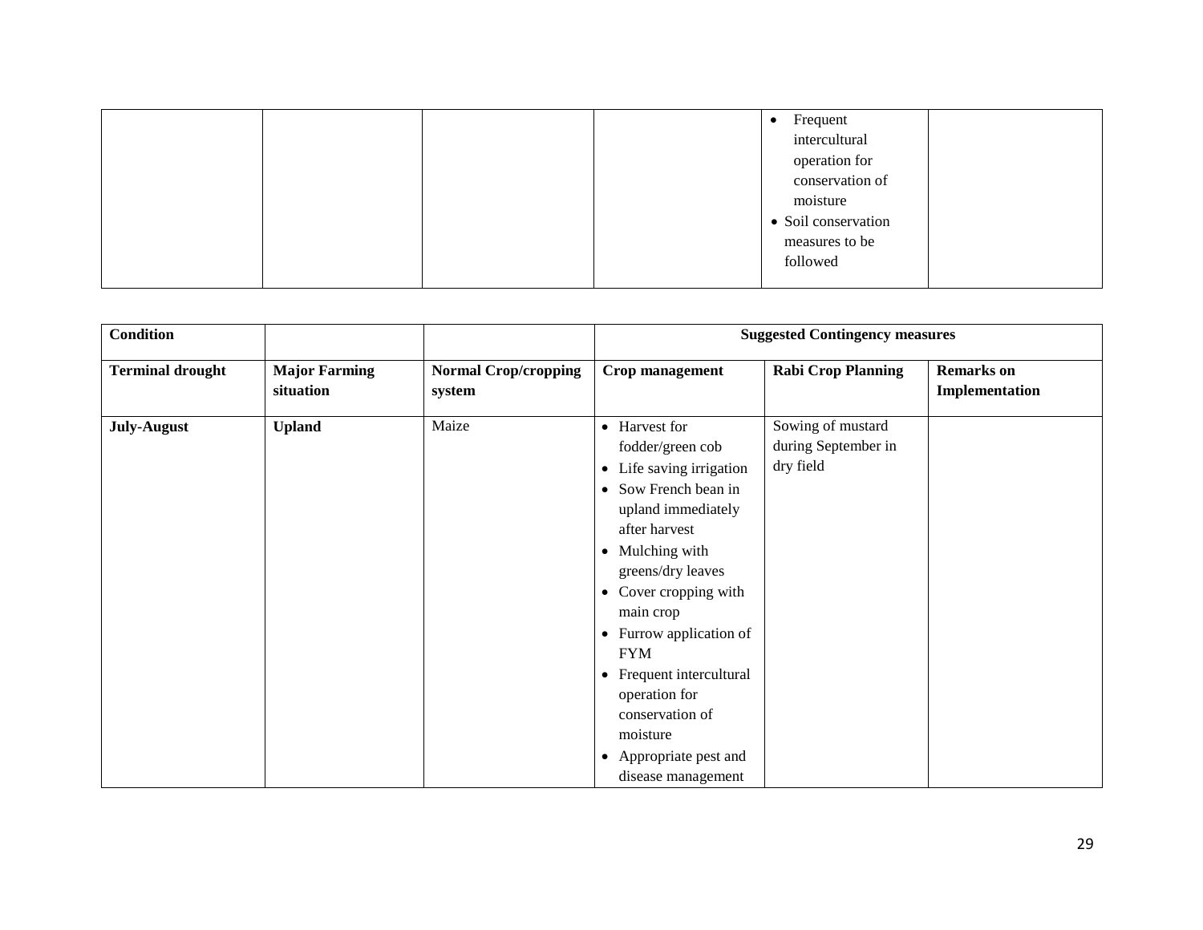| | | | | • Frequent intercultural operation for conservation of moisture<br>• Soil conservation measures to be followed | |
|---|---|---|---|---|---|

| **Condition** | | | **Suggested Contingency measures** | | |
|---|---|---|---|---|---|
| **Terminal drought** | **Major Farming situation** | **Normal Crop/cropping system** | **Crop management** | **Rabi Crop Planning** | **Remarks on Implementation** |
| **July-August** | **Upland** | Maize | • Harvest for fodder/green cob<br>• Life saving irrigation<br>• Sow French bean in upland immediately after harvest<br>• Mulching with greens/dry leaves<br>• Cover cropping with main crop<br>• Furrow application of FYM<br>• Frequent intercultural operation for conservation of moisture<br>• Appropriate pest and disease management | Sowing of mustard during September in dry field | |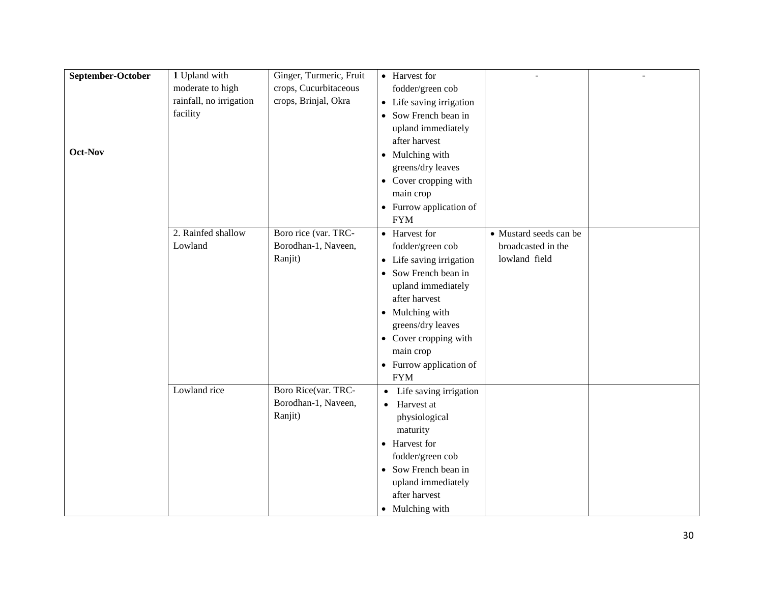| | | | | | |
|---|---|---|---|---|---|
| **September-October**<br><br>**Oct-Nov** | **1** Upland with moderate to high rainfall, no irrigation facility | Ginger, Turmeric, Fruit crops, Cucurbitaceous crops, Brinjal, Okra | • Harvest for fodder/green cob<br>• Life saving irrigation<br>• Sow French bean in upland immediately after harvest<br>• Mulching with greens/dry leaves<br>• Cover cropping with main crop<br>• Furrow application of FYM | - | - |
| | 2. Rainfed shallow Lowland | Boro rice (var. TRC-Borodhan-1, Naveen, Ranjit) | • Harvest for fodder/green cob<br>• Life saving irrigation<br>• Sow French bean in upland immediately after harvest<br>• Mulching with greens/dry leaves<br>• Cover cropping with main crop<br>• Furrow application of FYM | • Mustard seeds can be broadcasted in the lowland field | |
| | Lowland rice | Boro Rice(var. TRC-Borodhan-1, Naveen, Ranjit) | • Life saving irrigation<br>• Harvest at physiological maturity<br>• Harvest for fodder/green cob<br>• Sow French bean in upland immediately after harvest<br>• Mulching with | | |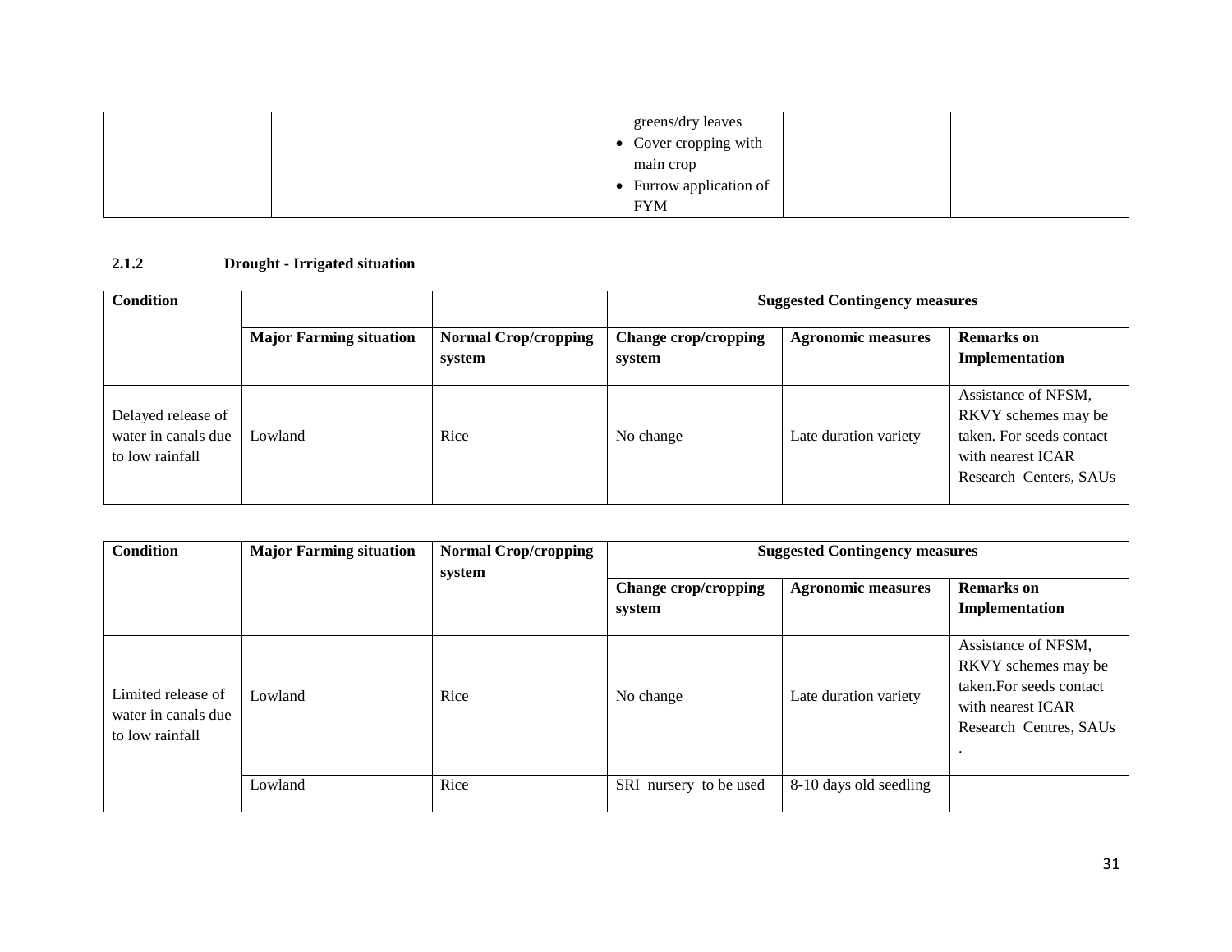|  |  |  | greens/dry leaves<br>• Cover cropping with main crop<br>• Furrow application of FYM |  |  |
|---|---|---|---|---|---|

**2.1.2 Drought - Irrigated situation**

| Condition |  |  | Suggested Contingency measures |  |  |
|---|---|---|---|---|---|
|  | **Major Farming situation** | **Normal Crop/cropping system** | **Change crop/cropping system** | **Agronomic measures** | **Remarks on Implementation** |
| Delayed release of water in canals due to low rainfall | Lowland | Rice | No change | Late duration variety | Assistance of NFSM, RKVY schemes may be taken. For seeds contact with nearest ICAR Research Centers, SAUs |

| Condition | Major Farming situation | Normal Crop/cropping system | Suggested Contingency measures |  |  |
|---|---|---|---|---|---|
|  |  |  | **Change crop/cropping system** | **Agronomic measures** | **Remarks on Implementation** |
| Limited release of water in canals due to low rainfall | Lowland | Rice | No change | Late duration variety | Assistance of NFSM, RKVY schemes may be taken.For seeds contact with nearest ICAR Research Centres, SAUs . |
|  | Lowland | Rice | SRI nursery to be used | 8-10 days old seedling |  |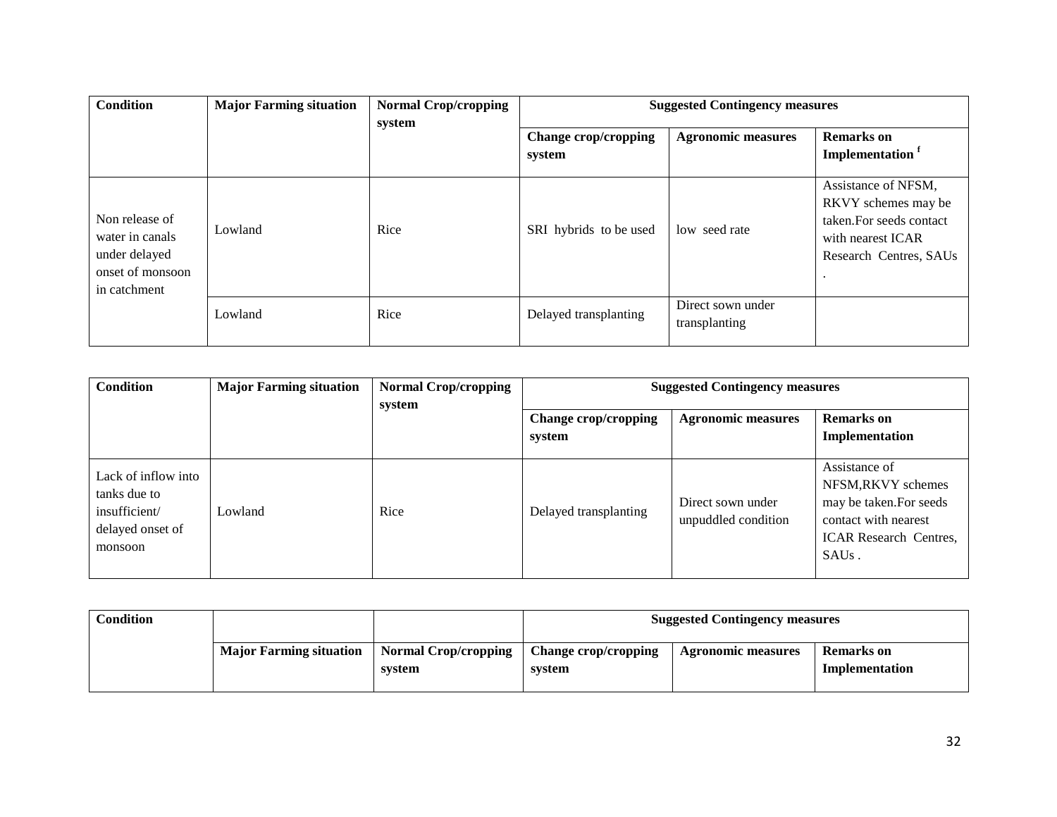| Condition | Major Farming situation | Normal Crop/cropping system | Suggested Contingency measures | | |
|---|---|---|---|---|---|
| | | | Change crop/cropping system | Agronomic measures | Remarks on Implementation [f] |
| Non release of water in canals under delayed onset of monsoon in catchment | Lowland | Rice | SRI hybrids to be used | low seed rate | Assistance of NFSM, RKVY schemes may be taken.For seeds contact with nearest ICAR Research Centres, SAUs . |
| | Lowland | Rice | Delayed transplanting | Direct sown under transplanting | |

| Condition | Major Farming situation | Normal Crop/cropping system | Suggested Contingency measures | | |
|---|---|---|---|---|---|
| | | | Change crop/cropping system | Agronomic measures | Remarks on Implementation |
| Lack of inflow into tanks due to insufficient/ delayed onset of monsoon | Lowland | Rice | Delayed transplanting | Direct sown under unpuddled condition | Assistance of NFSM,RKVY schemes may be taken.For seeds contact with nearest ICAR Research Centres, SAUs . |

| Condition | | | Suggested Contingency measures | | |
|---|---|---|---|---|---|
| | Major Farming situation | Normal Crop/cropping system | Change crop/cropping system | Agronomic measures | Remarks on Implementation |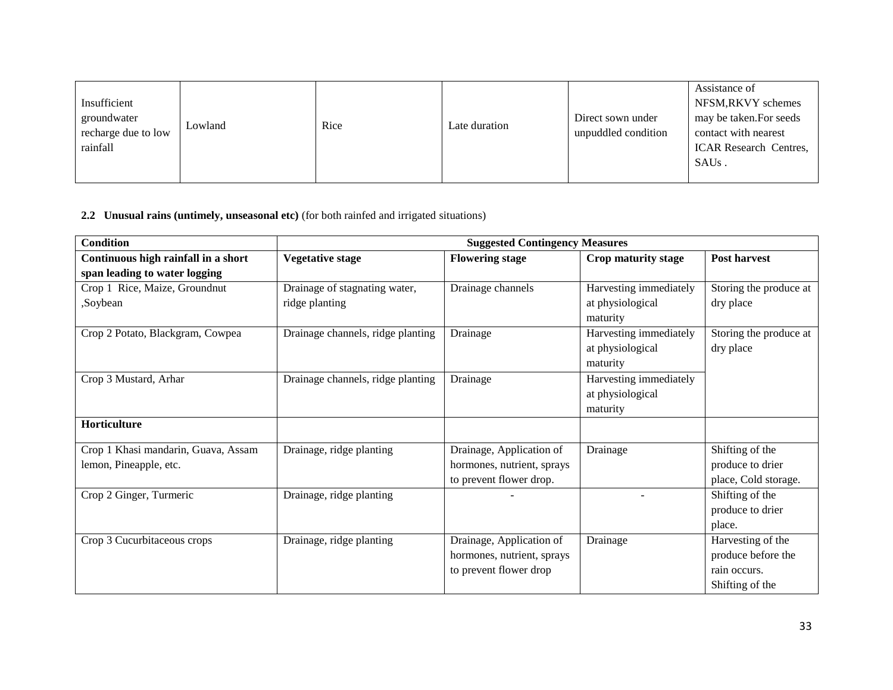| Insufficient groundwater recharge due to low rainfall | Lowland | Rice | Late duration | Direct sown under unpuddled condition | Assistance of NFSM,RKVY schemes may be taken.For seeds contact with nearest ICAR Research Centres, SAUs . |
|---|---|---|---|---|---|

**2.2 Unusual rains (untimely, unseasonal etc)** (for both rainfed and irrigated situations)

| **Condition** | **Suggested Contingency Measures** | | | |
|---|---|---|---|---|
| **Continuous high rainfall in a short span leading to water logging** | **Vegetative stage** | **Flowering stage** | **Crop maturity stage** | **Post harvest** |
| Crop 1 Rice, Maize, Groundnut ,Soybean | Drainage of stagnating water, ridge planting | Drainage channels | Harvesting immediately at physiological maturity | Storing the produce at dry place |
| Crop 2 Potato, Blackgram, Cowpea | Drainage channels, ridge planting | Drainage | Harvesting immediately at physiological maturity | Storing the produce at dry place |
| Crop 3 Mustard, Arhar | Drainage channels, ridge planting | Drainage | Harvesting immediately at physiological maturity | |
| **Horticulture** | | | | |
| Crop 1 Khasi mandarin, Guava, Assam lemon, Pineapple, etc. | Drainage, ridge planting | Drainage, Application of hormones, nutrient, sprays to prevent flower drop. | Drainage | Shifting of the produce to drier place, Cold storage. |
| Crop 2 Ginger, Turmeric | Drainage, ridge planting | - | - | Shifting of the produce to drier place. |
| Crop 3 Cucurbitaceous crops | Drainage, ridge planting | Drainage, Application of hormones, nutrient, sprays to prevent flower drop | Drainage | Harvesting of the produce before the rain occurs. Shifting of the |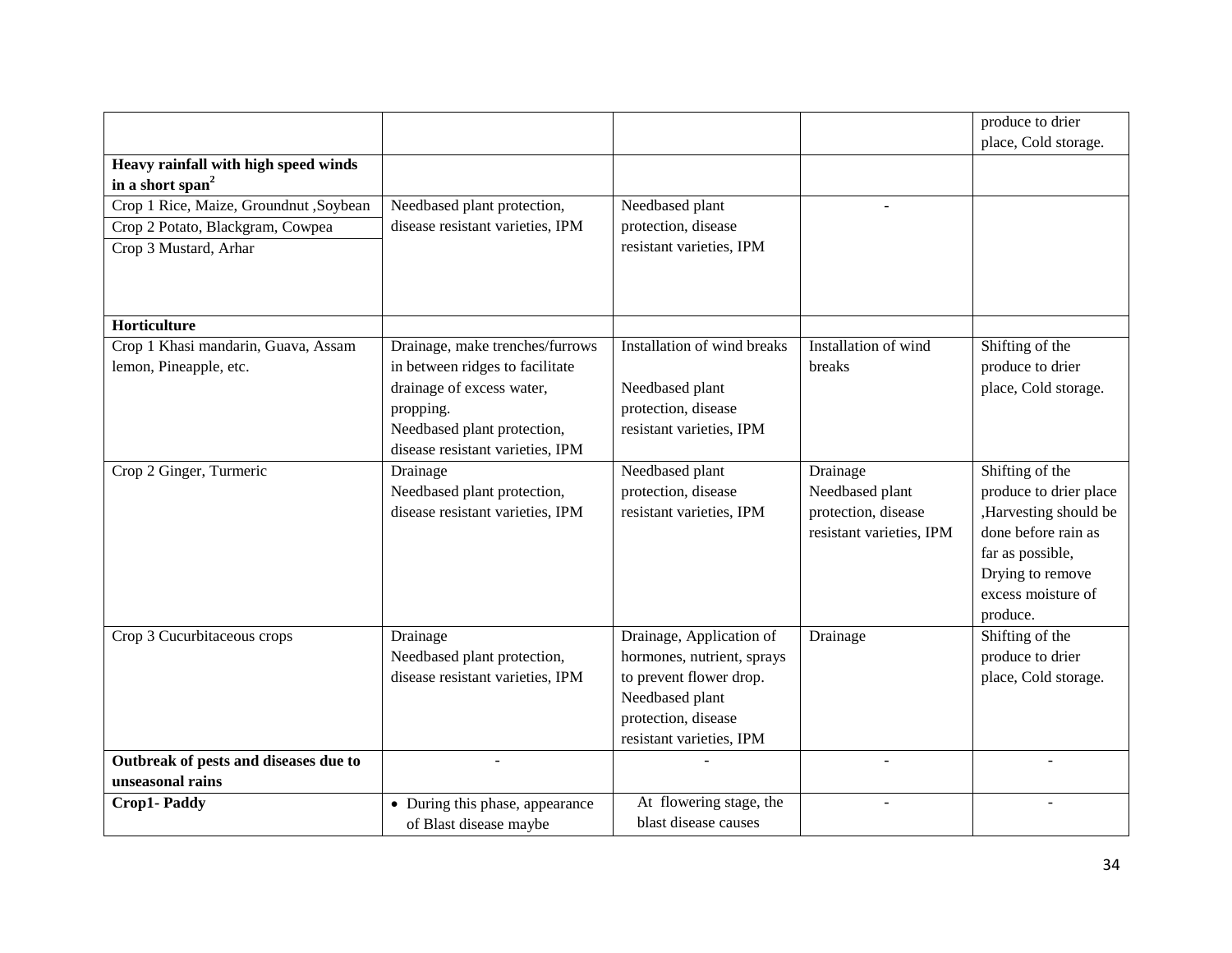|  |  |  |  |  |
|---|---|---|---|---|
|  |  |  |  | produce to drier place, Cold storage. |
| **Heavy rainfall with high speed winds in a short span[2]** |  |  |  |  |
| Crop 1 Rice, Maize, Groundnut ,Soybean<br>Crop 2 Potato, Blackgram, Cowpea<br>Crop 3 Mustard, Arhar | Needbased plant protection, disease resistant varieties, IPM | Needbased plant protection, disease resistant varieties, IPM | - |  |
| **Horticulture** |  |  |  |  |
| Crop 1 Khasi mandarin, Guava, Assam lemon, Pineapple, etc. | Drainage, make trenches/furrows in between ridges to facilitate drainage of excess water, propping.<br>Needbased plant protection, disease resistant varieties, IPM | Installation of wind breaks<br><br>Needbased plant protection, disease resistant varieties, IPM | Installation of wind breaks | Shifting of the produce to drier place, Cold storage. |
| Crop 2 Ginger, Turmeric | Drainage<br>Needbased plant protection, disease resistant varieties, IPM | Needbased plant protection, disease resistant varieties, IPM | Drainage<br>Needbased plant protection, disease resistant varieties, IPM | Shifting of the produce to drier place ,Harvesting should be done before rain as far as possible, Drying to remove excess moisture of produce. |
| Crop 3 Cucurbitaceous crops | Drainage<br>Needbased plant protection, disease resistant varieties, IPM | Drainage, Application of hormones, nutrient, sprays to prevent flower drop.<br>Needbased plant protection, disease resistant varieties, IPM | Drainage | Shifting of the produce to drier place, Cold storage. |
| **Outbreak of pests and diseases due to unseasonal rains** | - | - | - | - |
| **Crop1- Paddy** | • During this phase, appearance of Blast disease maybe | At flowering stage, the blast disease causes | - | - |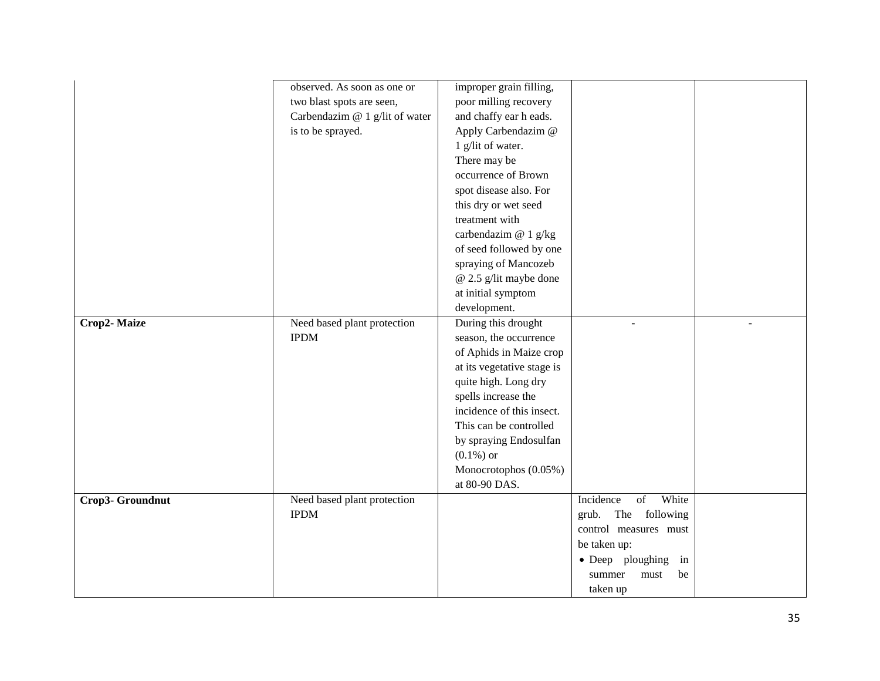| | | | | |
|---|---|---|---|---|
| | observed. As soon as one or two blast spots are seen, Carbendazim @ 1 g/lit of water is to be sprayed. | improper grain filling, poor milling recovery and chaffy ear h eads. Apply Carbendazim @ 1 g/lit of water. There may be occurrence of Brown spot disease also. For this dry or wet seed treatment with carbendazim @ 1 g/kg of seed followed by one spraying of Mancozeb @ 2.5 g/lit maybe done at initial symptom development. | | |
| **Crop2- Maize** | Need based plant protection IPDM | During this drought season, the occurrence of Aphids in Maize crop at its vegetative stage is quite high. Long dry spells increase the incidence of this insect. This can be controlled by spraying Endosulfan (0.1%) or Monocrotophos (0.05%) at 80-90 DAS. | - | - |
| **Crop3- Groundnut** | Need based plant protection IPDM | | Incidence of White grub. The following control measures must be taken up:<br>• Deep ploughing in summer must be taken up | |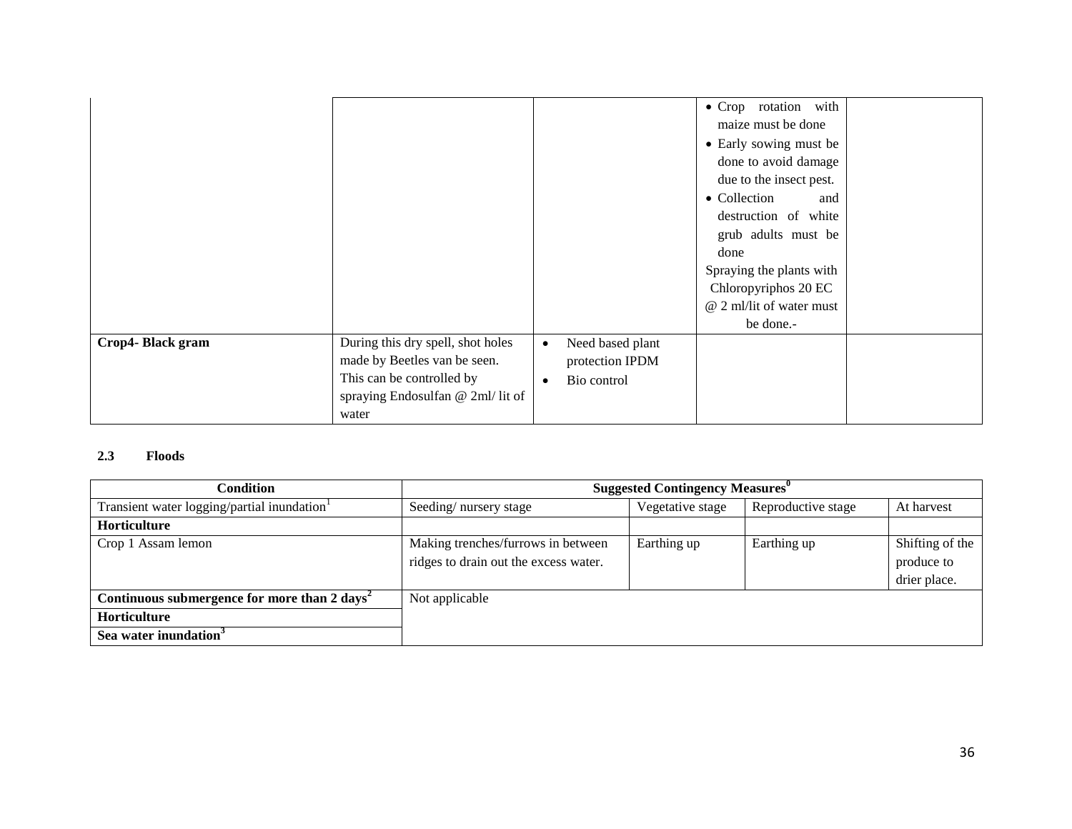| | | | | |
|---|---|---|---|---|
| | | | • Crop rotation with maize must be done<br>• Early sowing must be done to avoid damage due to the insect pest.<br>• Collection and destruction of white grub adults must be done<br>Spraying the plants with Chloropyriphos 20 EC @ 2 ml/lit of water must be done.- | |
| **Crop4- Black gram** | During this dry spell, shot holes made by Beetles van be seen. This can be controlled by spraying Endosulfan @ 2ml/ lit of water | • Need based plant protection IPDM<br>• Bio control | | |

**2.3 Floods**

| Condition | Suggested Contingency Measures[0] | | | |
|---|---|---|---|---|
| Transient water logging/partial inundation[1] | Seeding/ nursery stage | Vegetative stage | Reproductive stage | At harvest |
| **Horticulture** | | | | |
| Crop 1 Assam lemon | Making trenches/furrows in between ridges to drain out the excess water. | Earthing up | Earthing up | Shifting of the produce to drier place. |
| **Continuous submergence for more than 2 days[2]** | Not applicable | | | |
| **Horticulture** | | | | |
| **Sea water inundation[3]** | | | | |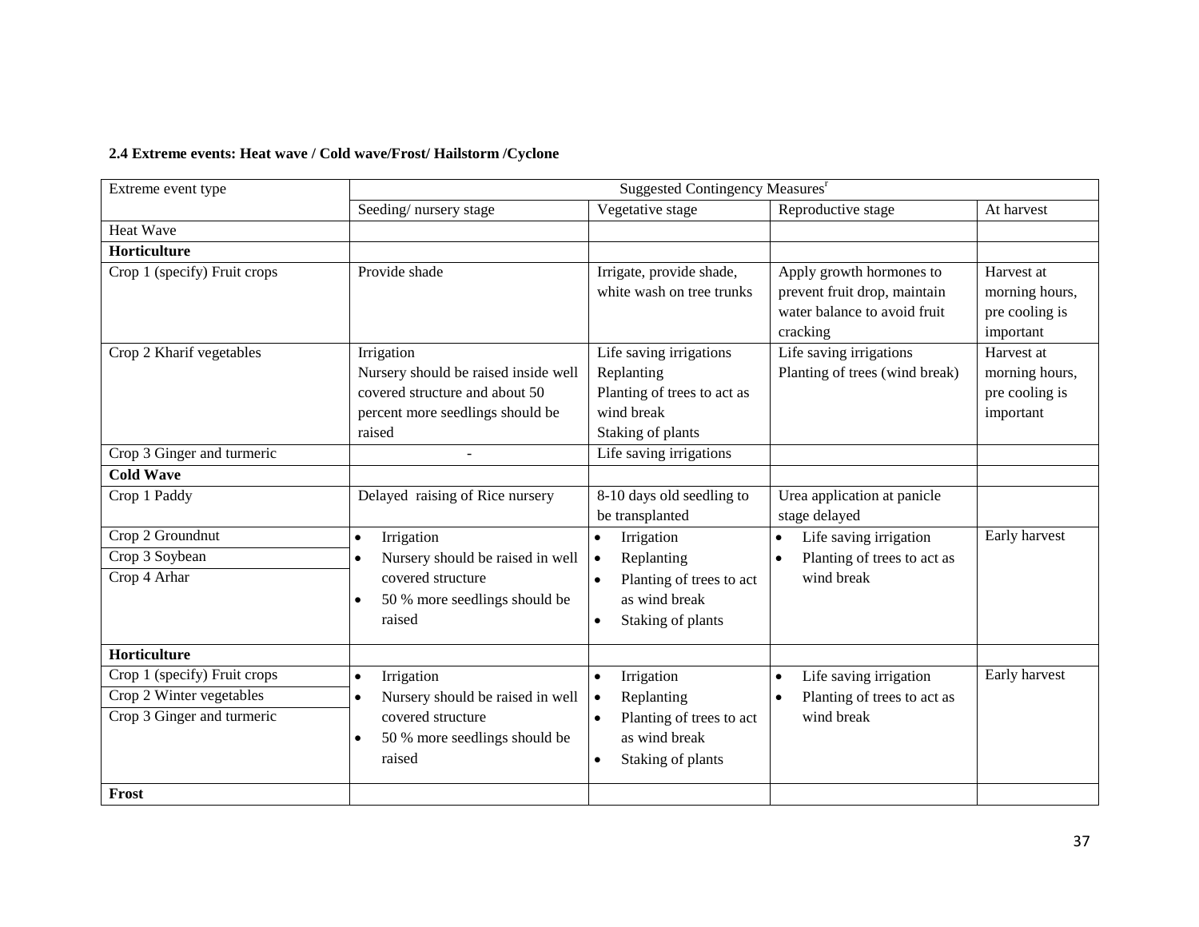### 2.4 Extreme events: Heat wave / Cold wave/Frost/ Hailstorm /Cyclone

| Extreme event type | Suggested Contingency Measures[r] | | | |
|---|---|---|---|---|
| | Seeding/ nursery stage | Vegetative stage | Reproductive stage | At harvest |
| Heat Wave | | | | |
| **Horticulture** | | | | |
| Crop 1 (specify) Fruit crops | Provide shade | Irrigate, provide shade, white wash on tree trunks | Apply growth hormones to prevent fruit drop, maintain water balance to avoid fruit cracking | Harvest at morning hours, pre cooling is important |
| Crop 2 Kharif vegetables | Irrigation<br>Nursery should be raised inside well covered structure and about 50 percent more seedlings should be raised | Life saving irrigations<br>Replanting<br>Planting of trees to act as wind break<br>Staking of plants | Life saving irrigations<br>Planting of trees (wind break) | Harvest at morning hours, pre cooling is important |
| Crop 3 Ginger and turmeric | - | Life saving irrigations | | |
| **Cold Wave** | | | | |
| Crop 1 Paddy | Delayed raising of Rice nursery | 8-10 days old seedling to be transplanted | Urea application at panicle stage delayed | |
| Crop 2 Groundnut<br>Crop 3 Soybean<br>Crop 4 Arhar | • Irrigation<br>• Nursery should be raised in well covered structure<br>• 50 % more seedlings should be raised | • Irrigation<br>• Replanting<br>• Planting of trees to act as wind break<br>• Staking of plants | • Life saving irrigation<br>• Planting of trees to act as wind break | Early harvest |
| **Horticulture** | | | | |
| Crop 1 (specify) Fruit crops<br>Crop 2 Winter vegetables<br>Crop 3 Ginger and turmeric | • Irrigation<br>• Nursery should be raised in well covered structure<br>• 50 % more seedlings should be raised | • Irrigation<br>• Replanting<br>• Planting of trees to act as wind break<br>• Staking of plants | • Life saving irrigation<br>• Planting of trees to act as wind break | Early harvest |
| **Frost** | | | | |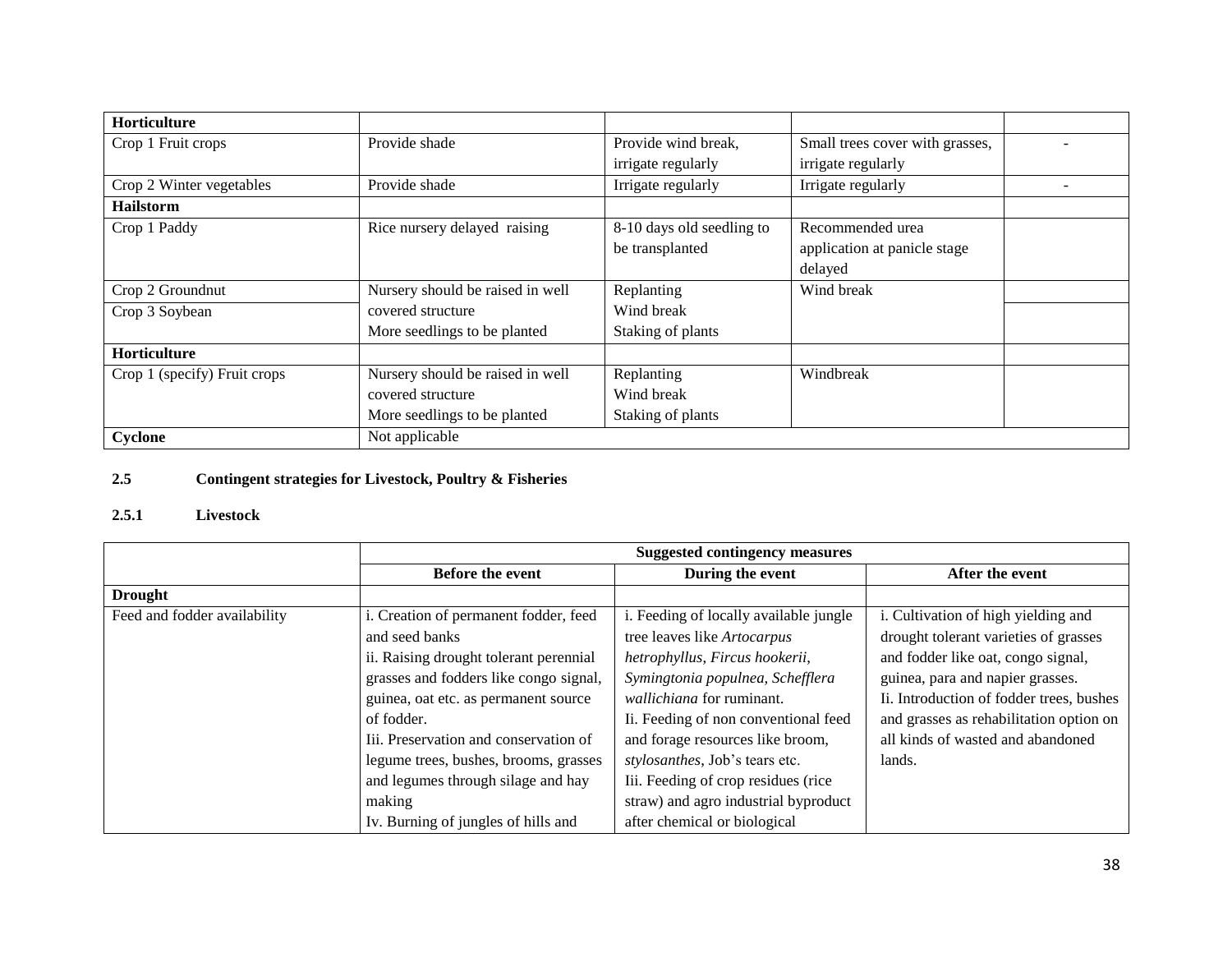| | | | | |
|---|---|---|---|---|
| **Horticulture** | | | | |
| Crop 1 Fruit crops | Provide shade | Provide wind break, irrigate regularly | Small trees cover with grasses, irrigate regularly | - |
| Crop 2 Winter vegetables | Provide shade | Irrigate regularly | Irrigate regularly | - |
| **Hailstorm** | | | | |
| Crop 1 Paddy | Rice nursery delayed raising | 8-10 days old seedling to be transplanted | Recommended urea application at panicle stage delayed | |
| Crop 2 Groundnut | Nursery should be raised in well covered structure More seedlings to be planted | Replanting Wind break Staking of plants | Wind break | |
| Crop 3 Soybean | | | | |
| **Horticulture** | | | | |
| Crop 1 (specify) Fruit crops | Nursery should be raised in well covered structure More seedlings to be planted | Replanting Wind break Staking of plants | Windbreak | |
| **Cyclone** | Not applicable | | | |

## 2.5 Contingent strategies for Livestock, Poultry & Fisheries

### 2.5.1 Livestock

| | Suggested contingency measures | | |
|---|---|---|---|
| | **Before the event** | **During the event** | **After the event** |
| **Drought** | | | |
| Feed and fodder availability | i. Creation of permanent fodder, feed and seed banks<br>ii. Raising drought tolerant perennial grasses and fodders like congo signal, guinea, oat etc. as permanent source of fodder.<br>Iii. Preservation and conservation of legume trees, bushes, brooms, grasses and legumes through silage and hay making<br>Iv. Burning of jungles of hills and | i. Feeding of locally available jungle tree leaves like *Artocarpus hetrophyllus*, *Fircus hookerii*, *Symingtonia populnea*, *Schefflera wallichiana* for ruminant.<br>Ii. Feeding of non conventional feed and forage resources like broom, *stylosanthes*, Job's tears etc.<br>Iii. Feeding of crop residues (rice straw) and agro industrial byproduct after chemical or biological | i. Cultivation of high yielding and drought tolerant varieties of grasses and fodder like oat, congo signal, guinea, para and napier grasses.<br>Ii. Introduction of fodder trees, bushes and grasses as rehabilitation option on all kinds of wasted and abandoned lands. |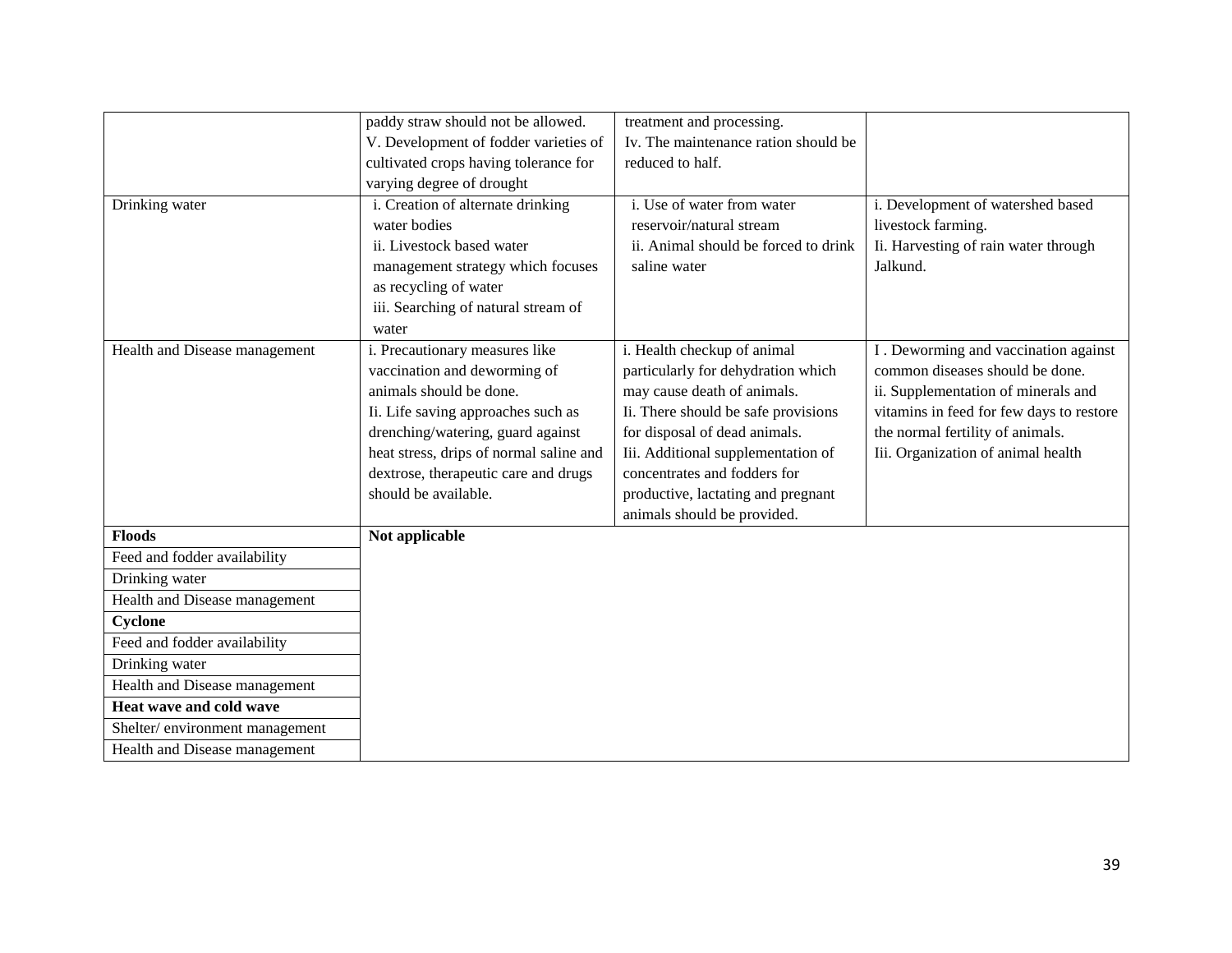| | | | |
|---|---|---|---|
| | paddy straw should not be allowed.<br>V. Development of fodder varieties of cultivated crops having tolerance for varying degree of drought | treatment and processing.<br>Iv. The maintenance ration should be reduced to half. | |
| Drinking water | i. Creation of alternate drinking water bodies<br>ii. Livestock based water management strategy which focuses as recycling of water<br>iii. Searching of natural stream of water | i. Use of water from water reservoir/natural stream<br>ii. Animal should be forced to drink saline water | i. Development of watershed based livestock farming.<br>Ii. Harvesting of rain water through Jalkund. |
| Health and Disease management | i. Precautionary measures like vaccination and deworming of animals should be done.<br>Ii. Life saving approaches such as drenching/watering, guard against heat stress, drips of normal saline and dextrose, therapeutic care and drugs should be available. | i. Health checkup of animal particularly for dehydration which may cause death of animals.<br>Ii. There should be safe provisions for disposal of dead animals.<br>Iii. Additional supplementation of concentrates and fodders for productive, lactating and pregnant animals should be provided. | I . Deworming and vaccination against common diseases should be done.<br>ii. Supplementation of minerals and vitamins in feed for few days to restore the normal fertility of animals.<br>Iii. Organization of animal health |
| **Floods** | **Not applicable** | | |
| Feed and fodder availability | | | |
| Drinking water | | | |
| Health and Disease management | | | |
| **Cyclone** | | | |
| Feed and fodder availability | | | |
| Drinking water | | | |
| Health and Disease management | | | |
| **Heat wave and cold wave** | | | |
| Shelter/ environment management | | | |
| Health and Disease management | | | |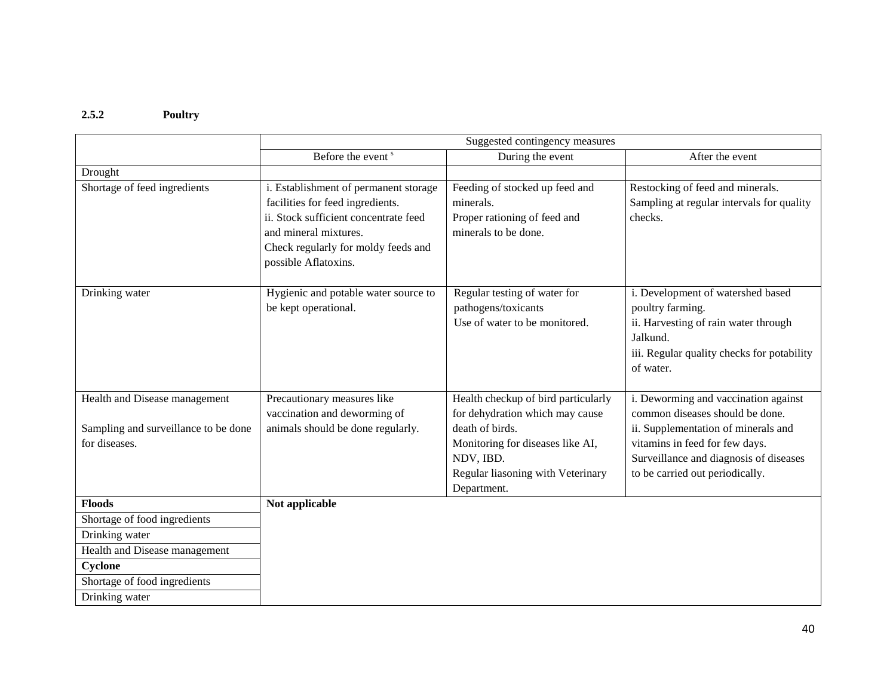### 2.5.2 Poultry

| | Suggested contingency measures | | |
|---|---|---|---|
| | Before the event [s] | During the event | After the event |
| Drought | | | |
| Shortage of feed ingredients | i. Establishment of permanent storage facilities for feed ingredients.<br>ii. Stock sufficient concentrate feed and mineral mixtures.<br>Check regularly for moldy feeds and possible Aflatoxins. | Feeding of stocked up feed and minerals.<br>Proper rationing of feed and minerals to be done. | Restocking of feed and minerals.<br>Sampling at regular intervals for quality checks. |
| Drinking water | Hygienic and potable water source to be kept operational. | Regular testing of water for pathogens/toxicants<br>Use of water to be monitored. | i. Development of watershed based poultry farming.<br>ii. Harvesting of rain water through Jalkund.<br>iii. Regular quality checks for potability of water. |
| Health and Disease management<br><br>Sampling and surveillance to be done for diseases. | Precautionary measures like vaccination and deworming of animals should be done regularly. | Health checkup of bird particularly for dehydration which may cause death of birds.<br>Monitoring for diseases like AI, NDV, IBD.<br>Regular liasoning with Veterinary Department. | i. Deworming and vaccination against common diseases should be done.<br>ii. Supplementation of minerals and vitamins in feed for few days.<br>Surveillance and diagnosis of diseases to be carried out periodically. |
| **Floods** | **Not applicable** | | |
| Shortage of food ingredients | | | |
| Drinking water | | | |
| Health and Disease management | | | |
| **Cyclone** | | | |
| Shortage of food ingredients | | | |
| Drinking water | | | |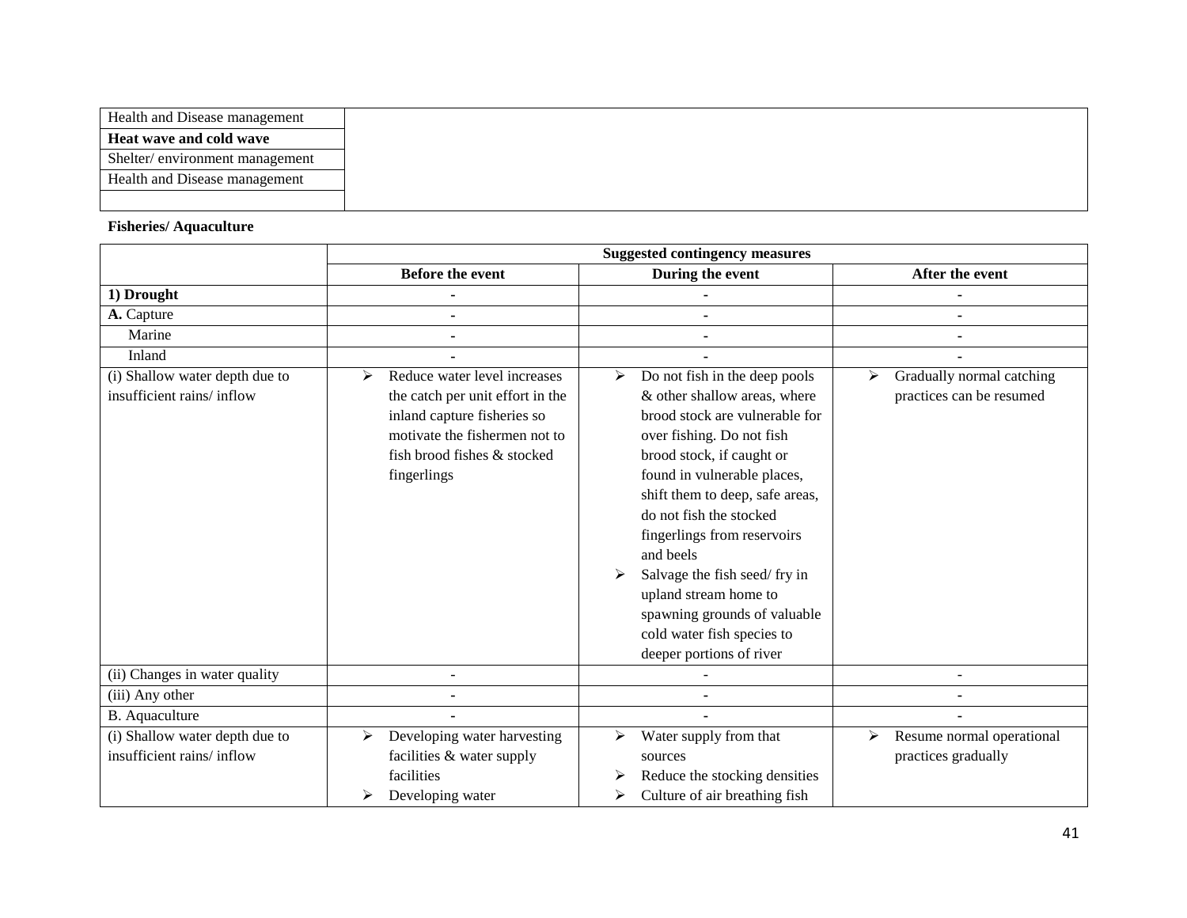| | |
|---|---|
| Health and Disease management | |
| **Heat wave and cold wave** | |
| Shelter/ environment management | |
| Health and Disease management | |
| | |

**Fisheries/ Aquaculture**

| | Suggested contingency measures | | |
|---|---|---|---|
| | **Before the event** | **During the event** | **After the event** |
| **1) Drought** | - | - | - |
| **A.** Capture | - | - | - |
| Marine | - | - | - |
| Inland | - | - | - |
| (i) Shallow water depth due to insufficient rains/ inflow | ➢ Reduce water level increases the catch per unit effort in the inland capture fisheries so motivate the fishermen not to fish brood fishes & stocked fingerlings | ➢ Do not fish in the deep pools & other shallow areas, where brood stock are vulnerable for over fishing. Do not fish brood stock, if caught or found in vulnerable places, shift them to deep, safe areas, do not fish the stocked fingerlings from reservoirs and beels<br>➢ Salvage the fish seed/ fry in upland stream home to spawning grounds of valuable cold water fish species to deeper portions of river | ➢ Gradually normal catching practices can be resumed |
| (ii) Changes in water quality | - | - | - |
| (iii) Any other | - | - | - |
| B. Aquaculture | - | - | - |
| (i) Shallow water depth due to insufficient rains/ inflow | ➢ Developing water harvesting facilities & water supply facilities<br>➢ Developing water | ➢ Water supply from that sources<br>➢ Reduce the stocking densities<br>➢ Culture of air breathing fish | ➢ Resume normal operational practices gradually |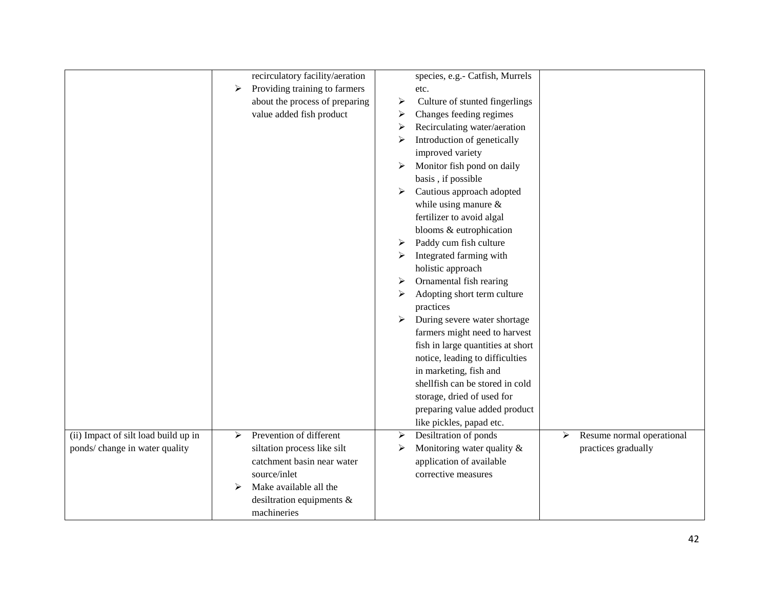| | | | |
|---|---|---|---|
| | recirculatory facility/aeration<br>➢ Providing training to farmers about the process of preparing value added fish product | species, e.g.- Catfish, Murrels etc.<br>➢ Culture of stunted fingerlings<br>➢ Changes feeding regimes<br>➢ Recirculating water/aeration<br>➢ Introduction of genetically improved variety<br>➢ Monitor fish pond on daily basis , if possible<br>➢ Cautious approach adopted while using manure & fertilizer to avoid algal blooms & eutrophication<br>➢ Paddy cum fish culture<br>➢ Integrated farming with holistic approach<br>➢ Ornamental fish rearing<br>➢ Adopting short term culture practices<br>➢ During severe water shortage farmers might need to harvest fish in large quantities at short notice, leading to difficulties in marketing, fish and shellfish can be stored in cold storage, dried of used for preparing value added product like pickles, papad etc. | |
| (ii) Impact of silt load build up in ponds/ change in water quality | ➢ Prevention of different siltation process like silt catchment basin near water source/inlet<br>➢ Make available all the desiltration equipments & machineries | ➢ Desiltration of ponds<br>➢ Monitoring water quality & application of available corrective measures | ➢ Resume normal operational practices gradually |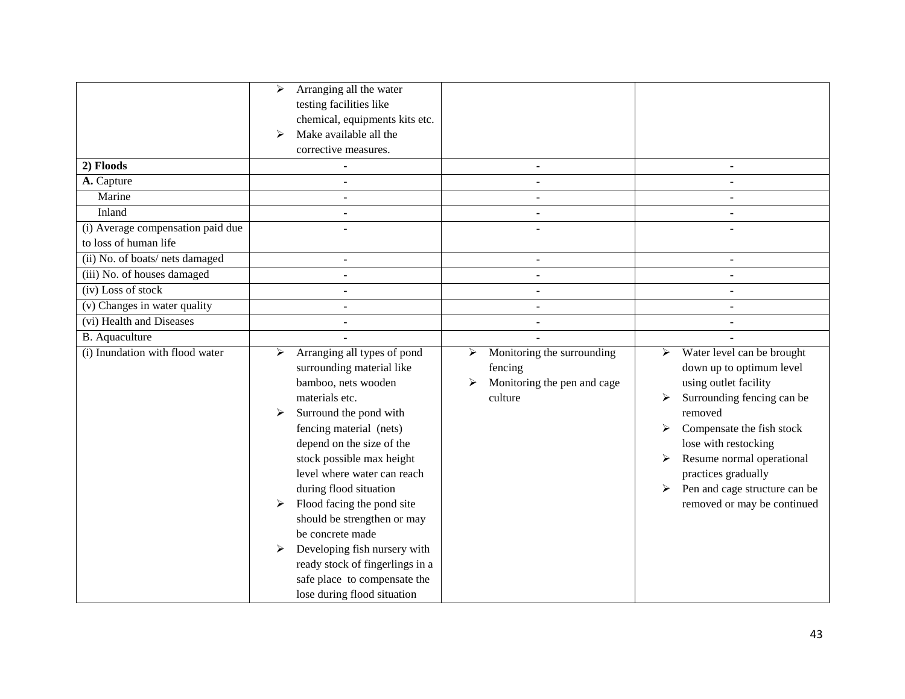|  |  |  |  |
|---|---|---|---|
|  | ➢ Arranging all the water testing facilities like chemical, equipments kits etc.<br>➢ Make available all the corrective measures. |  |  |
| **2) Floods** | - | - | - |
| **A.** Capture | - | - | - |
| Marine | - | - | - |
| Inland | - | - | - |
| (i) Average compensation paid due to loss of human life | - | - | - |
| (ii) No. of boats/ nets damaged | - | - | - |
| (iii) No. of houses damaged | - | - | - |
| (iv) Loss of stock | - | - | - |
| (v) Changes in water quality | - | - | - |
| (vi) Health and Diseases | - | - | - |
| B. Aquaculture | - | - | - |
| (i) Inundation with flood water | ➢ Arranging all types of pond surrounding material like bamboo, nets wooden materials etc.<br>➢ Surround the pond with fencing material (nets) depend on the size of the stock possible max height level where water can reach during flood situation<br>➢ Flood facing the pond site should be strengthen or may be concrete made<br>➢ Developing fish nursery with ready stock of fingerlings in a safe place to compensate the lose during flood situation | ➢ Monitoring the surrounding fencing<br>➢ Monitoring the pen and cage culture | ➢ Water level can be brought down up to optimum level using outlet facility<br>➢ Surrounding fencing can be removed<br>➢ Compensate the fish stock lose with restocking<br>➢ Resume normal operational practices gradually<br>➢ Pen and cage structure can be removed or may be continued |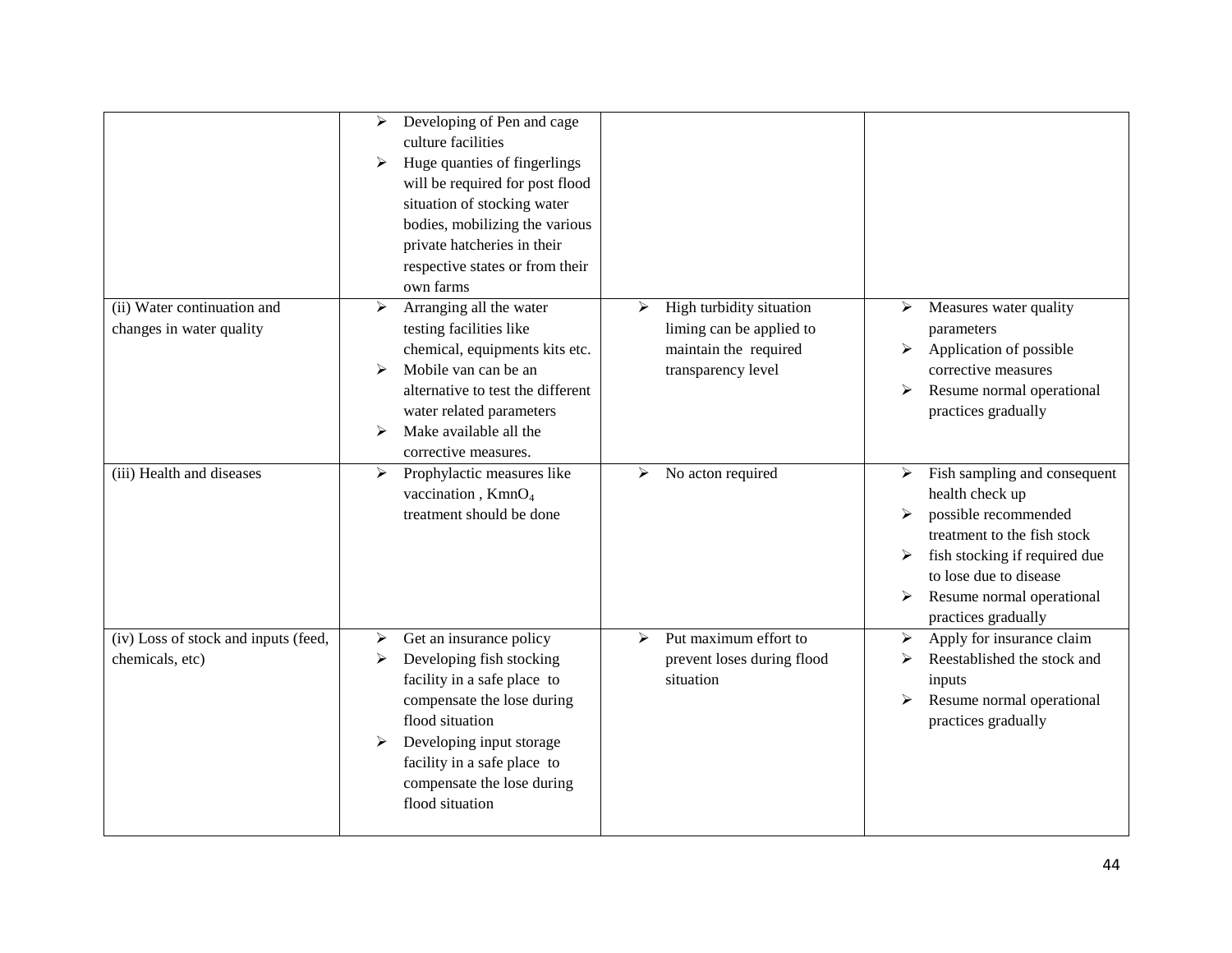| | | | |
|---|---|---|---|
| | ➢ Developing of Pen and cage culture facilities<br>➢ Huge quanties of fingerlings will be required for post flood situation of stocking water bodies, mobilizing the various private hatcheries in their respective states or from their own farms | | |
| (ii) Water continuation and changes in water quality | ➢ Arranging all the water testing facilities like chemical, equipments kits etc.<br>➢ Mobile van can be an alternative to test the different water related parameters<br>➢ Make available all the corrective measures. | ➢ High turbidity situation liming can be applied to maintain the required transparency level | ➢ Measures water quality parameters<br>➢ Application of possible corrective measures<br>➢ Resume normal operational practices gradually |
| (iii) Health and diseases | ➢ Prophylactic measures like vaccination , $KmnO_4$ treatment should be done | ➢ No acton required | ➢ Fish sampling and consequent health check up<br>➢ possible recommended treatment to the fish stock<br>➢ fish stocking if required due to lose due to disease<br>➢ Resume normal operational practices gradually |
| (iv) Loss of stock and inputs (feed, chemicals, etc) | ➢ Get an insurance policy<br>➢ Developing fish stocking facility in a safe place to compensate the lose during flood situation<br>➢ Developing input storage facility in a safe place to compensate the lose during flood situation | ➢ Put maximum effort to prevent loses during flood situation | ➢ Apply for insurance claim<br>➢ Reestablished the stock and inputs<br>➢ Resume normal operational practices gradually |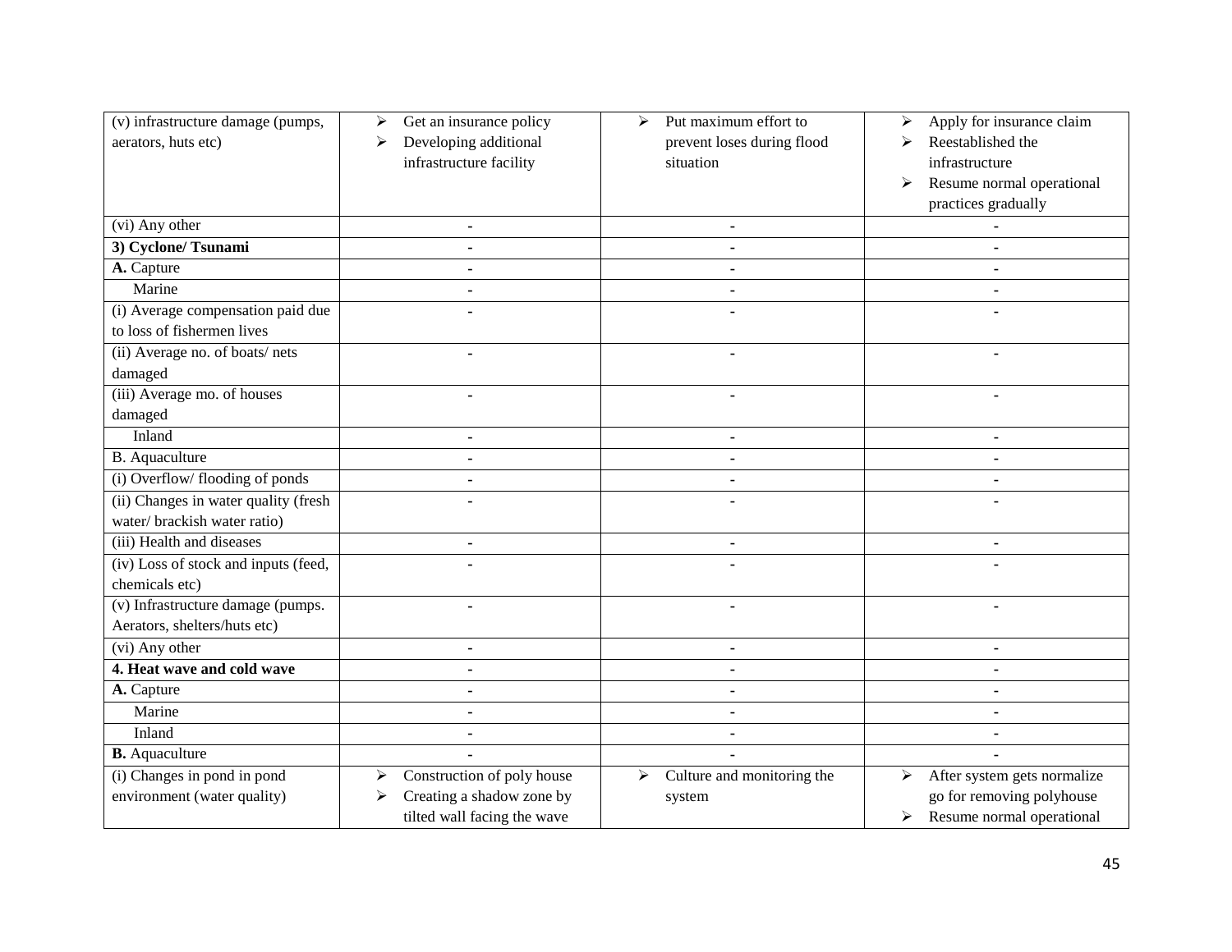| (v) infrastructure damage (pumps, aerators, huts etc) | ➢ Get an insurance policy<br>➢ Developing additional infrastructure facility | ➢ Put maximum effort to prevent loses during flood situation | ➢ Apply for insurance claim<br>➢ Reestablished the infrastructure<br>➢ Resume normal operational practices gradually |
|---|---|---|---|
| (vi) Any other | - | - | - |
| **3) Cyclone/ Tsunami** | - | - | - |
| **A.** Capture | - | - | - |
| Marine | - | - | - |
| (i) Average compensation paid due to loss of fishermen lives | - | - | - |
| (ii) Average no. of boats/ nets damaged | - | - | - |
| (iii) Average mo. of houses damaged | - | - | - |
| Inland | - | - | - |
| B. Aquaculture | - | - | - |
| (i) Overflow/ flooding of ponds | - | - | - |
| (ii) Changes in water quality (fresh water/ brackish water ratio) | - | - | - |
| (iii) Health and diseases | - | - | - |
| (iv) Loss of stock and inputs (feed, chemicals etc) | - | - | - |
| (v) Infrastructure damage (pumps. Aerators, shelters/huts etc) | - | - | - |
| (vi) Any other | - | - | - |
| **4. Heat wave and cold wave** | - | - | - |
| **A.** Capture | - | - | - |
| Marine | - | - | - |
| Inland | - | - | - |
| **B.** Aquaculture | - | - | - |
| (i) Changes in pond in pond environment (water quality) | ➢ Construction of poly house<br>➢ Creating a shadow zone by tilted wall facing the wave | ➢ Culture and monitoring the system | ➢ After system gets normalize go for removing polyhouse<br>➢ Resume normal operational |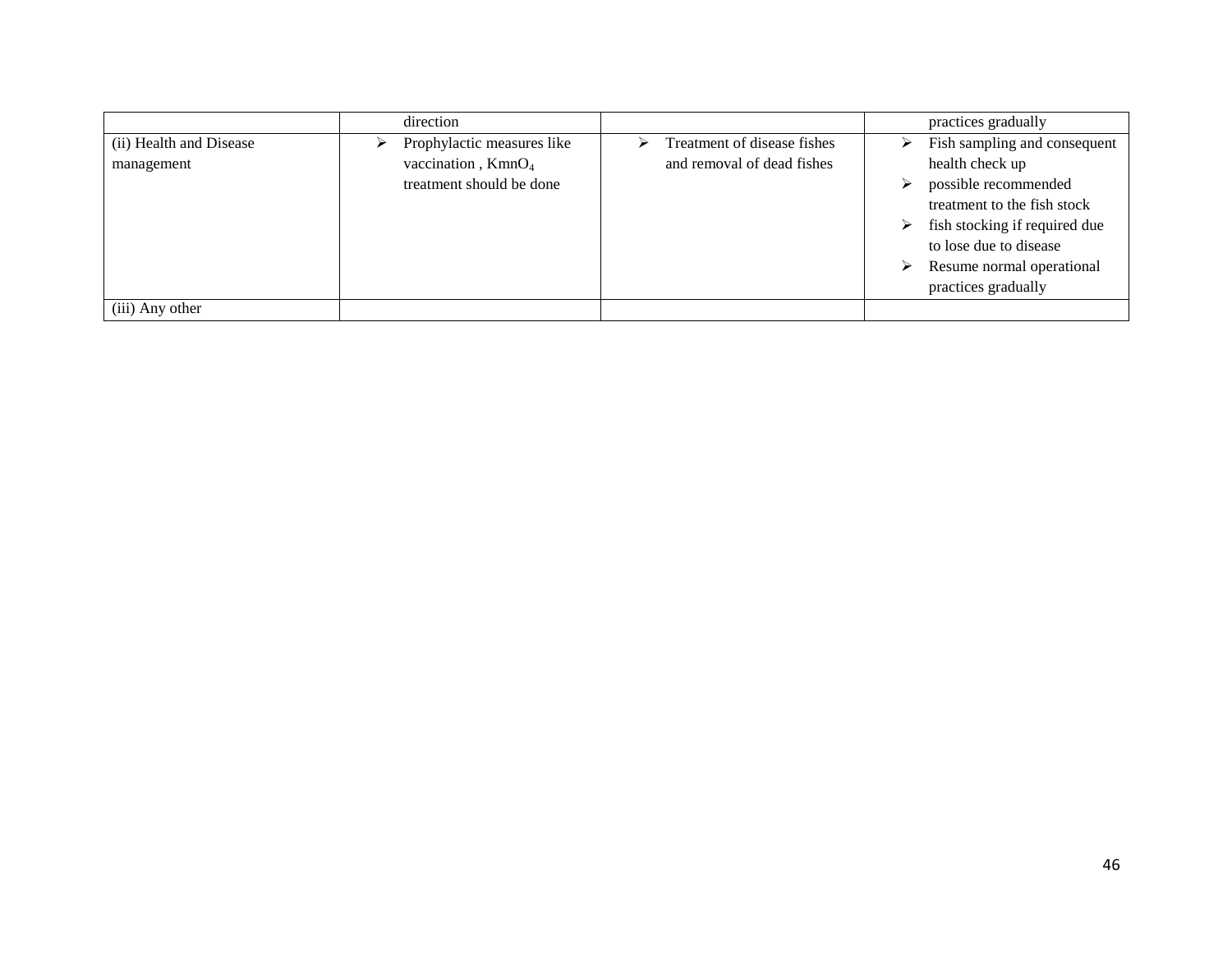| | | | |
|---|---|---|---|
| | direction | | practices gradually |
| (ii) Health and Disease management | ➢ Prophylactic measures like vaccination , $KmnO_4$ treatment should be done | ➢ Treatment of disease fishes and removal of dead fishes | ➢ Fish sampling and consequent health check up<br>➢ possible recommended treatment to the fish stock<br>➢ fish stocking if required due to lose due to disease<br>➢ Resume normal operational practices gradually |
| (iii) Any other | | | |